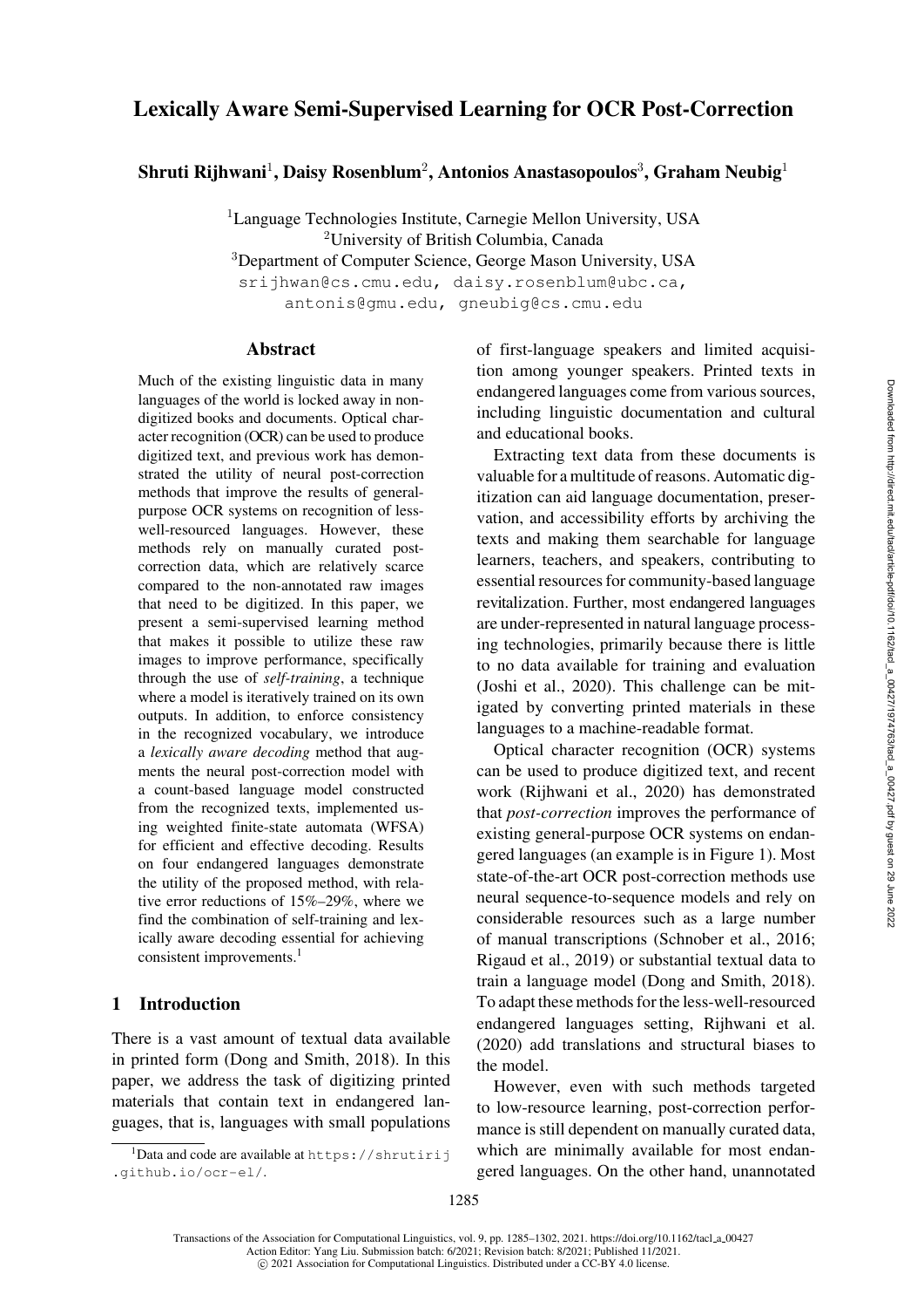# Lexically Aware Semi-Supervised Learning for OCR Post-Correction

**Shruti Rijhwani**[1], **Daisy Rosenblum**[2], **Antonios Anastasopoulos**[3], **Graham Neubig**[1]

[1]Language Technologies Institute, Carnegie Mellon University, USA
[2]University of British Columbia, Canada
[3]Department of Computer Science, George Mason University, USA
srijhwan@cs.cmu.edu, daisy.rosenblum@ubc.ca, antonis@gmu.edu, gneubig@cs.cmu.edu

## Abstract

Much of the existing linguistic data in many languages of the world is locked away in non-digitized books and documents. Optical character recognition (OCR) can be used to produce digitized text, and previous work has demonstrated the utility of neural post-correction methods that improve the results of general-purpose OCR systems on recognition of less-well-resourced languages. However, these methods rely on manually curated post-correction data, which are relatively scarce compared to the non-annotated raw images that need to be digitized. In this paper, we present a semi-supervised learning method that makes it possible to utilize these raw images to improve performance, specifically through the use of *self-training*, a technique where a model is iteratively trained on its own outputs. In addition, to enforce consistency in the recognized vocabulary, we introduce a *lexically aware decoding* method that augments the neural post-correction model with a count-based language model constructed from the recognized texts, implemented using weighted finite-state automata (WFSA) for efficient and effective decoding. Results on four endangered languages demonstrate the utility of the proposed method, with relative error reductions of 15%–29%, where we find the combination of self-training and lexically aware decoding essential for achieving consistent improvements.[1]

## 1 Introduction

There is a vast amount of textual data available in printed form (Dong and Smith, 2018). In this paper, we address the task of digitizing printed materials that contain text in endangered languages, that is, languages with small populations of first-language speakers and limited acquisition among younger speakers. Printed texts in endangered languages come from various sources, including linguistic documentation and cultural and educational books.

Extracting text data from these documents is valuable for a multitude of reasons. Automatic digitization can aid language documentation, preservation, and accessibility efforts by archiving the texts and making them searchable for language learners, teachers, and speakers, contributing to essential resources for community-based language revitalization. Further, most endangered languages are under-represented in natural language processing technologies, primarily because there is little to no data available for training and evaluation (Joshi et al., 2020). This challenge can be mitigated by converting printed materials in these languages to a machine-readable format.

Optical character recognition (OCR) systems can be used to produce digitized text, and recent work (Rijhwani et al., 2020) has demonstrated that *post-correction* improves the performance of existing general-purpose OCR systems on endangered languages (an example is in Figure 1). Most state-of-the-art OCR post-correction methods use neural sequence-to-sequence models and rely on considerable resources such as a large number of manual transcriptions (Schnober et al., 2016; Rigaud et al., 2019) or substantial textual data to train a language model (Dong and Smith, 2018). To adapt these methods for the less-well-resourced endangered languages setting, Rijhwani et al. (2020) add translations and structural biases to the model.

However, even with such methods targeted to low-resource learning, post-correction performance is still dependent on manually curated data, which are minimally available for most endangered languages. On the other hand, unannotated

[1]Data and code are available at https://shrutirij.github.io/ocr-el/.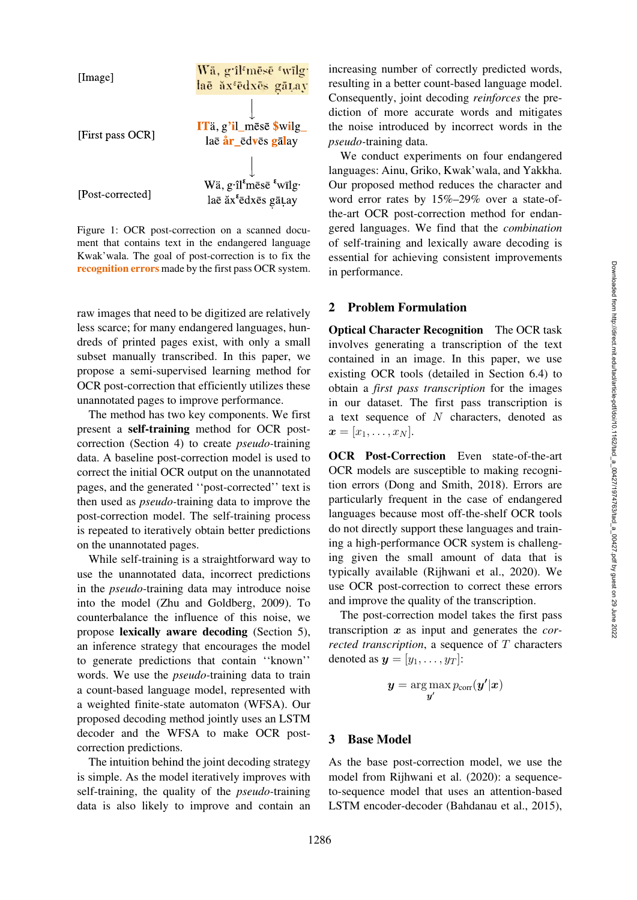[Image]

Wä, g·îlᵋmēsē ᵋwīlg·
laē ăxᵋēdxēs gāḷay

[First pass OCR]

ITä, g'il_mēsē $wilg_
laē år_ēdvēs gālay

[Post-corrected]

Wä, g·îlᵋmēsē ᵋwīlg·
laē ăxᵋēdxēs gāḷay

Figure 1: OCR post-correction on a scanned document that contains text in the endangered language Kwak'wala. The goal of post-correction is to fix the **recognition errors** made by the first pass OCR system.

raw images that need to be digitized are relatively less scarce; for many endangered languages, hundreds of printed pages exist, with only a small subset manually transcribed. In this paper, we propose a semi-supervised learning method for OCR post-correction that efficiently utilizes these unannotated pages to improve performance.

The method has two key components. We first present a **self-training** method for OCR post-correction (Section 4) to create *pseudo*-training data. A baseline post-correction model is used to correct the initial OCR output on the unannotated pages, and the generated ''post-corrected'' text is then used as *pseudo*-training data to improve the post-correction model. The self-training process is repeated to iteratively obtain better predictions on the unannotated pages.

While self-training is a straightforward way to use the unannotated data, incorrect predictions in the *pseudo*-training data may introduce noise into the model (Zhu and Goldberg, 2009). To counterbalance the influence of this noise, we propose **lexically aware decoding** (Section 5), an inference strategy that encourages the model to generate predictions that contain ''known'' words. We use the *pseudo*-training data to train a count-based language model, represented with a weighted finite-state automaton (WFSA). Our proposed decoding method jointly uses an LSTM decoder and the WFSA to make OCR post-correction predictions.

The intuition behind the joint decoding strategy is simple. As the model iteratively improves with self-training, the quality of the *pseudo*-training data is also likely to improve and contain an increasing number of correctly predicted words, resulting in a better count-based language model. Consequently, joint decoding *reinforces* the prediction of more accurate words and mitigates the noise introduced by incorrect words in the *pseudo*-training data.

We conduct experiments on four endangered languages: Ainu, Griko, Kwak'wala, and Yakkha. Our proposed method reduces the character and word error rates by 15%–29% over a state-of-the-art OCR post-correction method for endangered languages. We find that the *combination* of self-training and lexically aware decoding is essential for achieving consistent improvements in performance.

## 2 Problem Formulation

**Optical Character Recognition** The OCR task involves generating a transcription of the text contained in an image. In this paper, we use existing OCR tools (detailed in Section 6.4) to obtain a *first pass transcription* for the images in our dataset. The first pass transcription is a text sequence of $N$ characters, denoted as $\boldsymbol{x} = [x_1, \ldots, x_N]$.

**OCR Post-Correction** Even state-of-the-art OCR models are susceptible to making recognition errors (Dong and Smith, 2018). Errors are particularly frequent in the case of endangered languages because most off-the-shelf OCR tools do not directly support these languages and training a high-performance OCR system is challenging given the small amount of data that is typically available (Rijhwani et al., 2020). We use OCR post-correction to correct these errors and improve the quality of the transcription.

The post-correction model takes the first pass transcription $\boldsymbol{x}$ as input and generates the *corrected transcription*, a sequence of $T$ characters denoted as $\boldsymbol{y} = [y_1, \ldots, y_T]$:

$$\boldsymbol{y} = \arg\max_{\boldsymbol{y}'} p_{\text{corr}}(\boldsymbol{y}'|\boldsymbol{x})$$

## 3 Base Model

As the base post-correction model, we use the model from Rijhwani et al. (2020): a sequence-to-sequence model that uses an attention-based LSTM encoder-decoder (Bahdanau et al., 2015),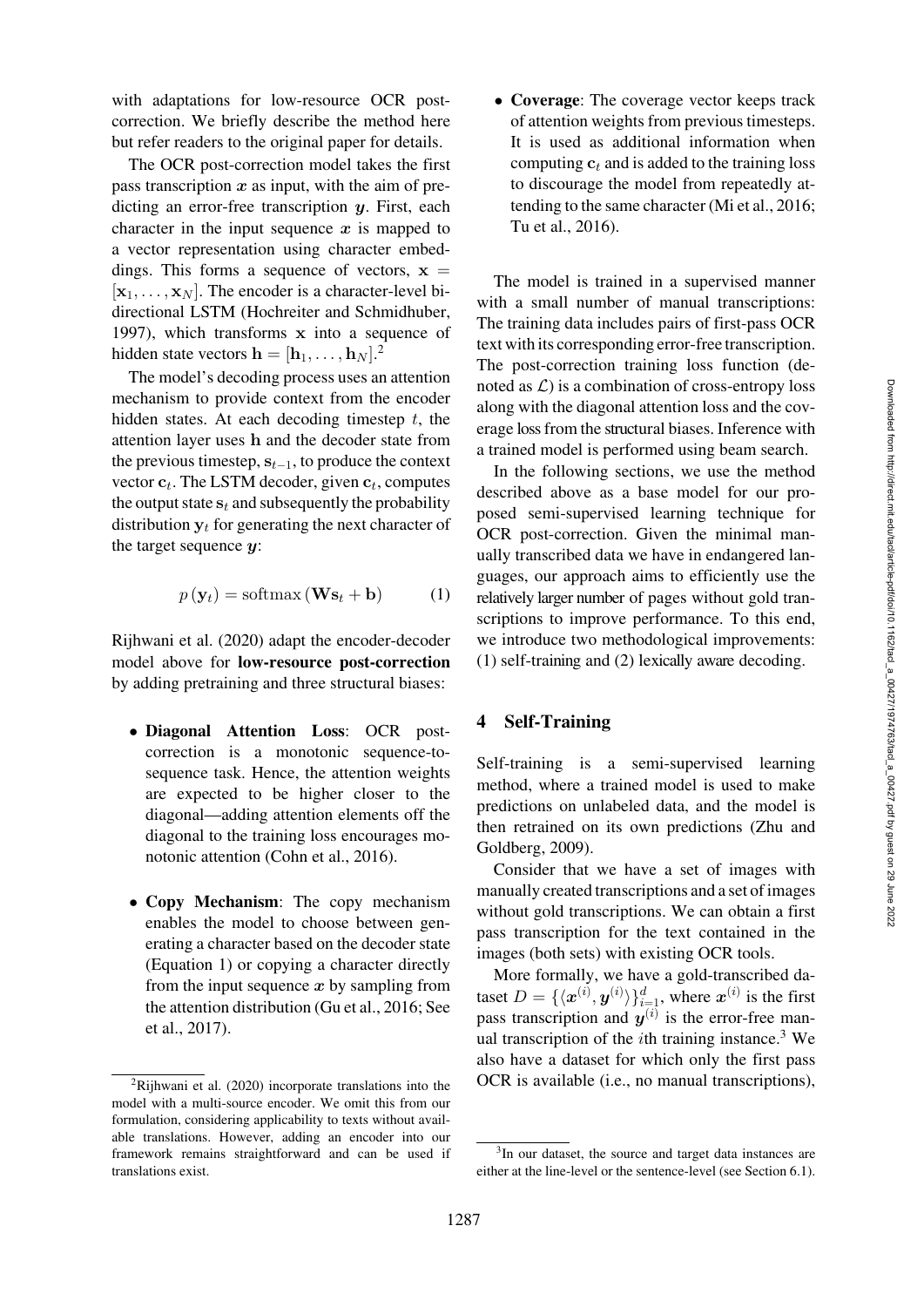with adaptations for low-resource OCR post-correction. We briefly describe the method here but refer readers to the original paper for details.

The OCR post-correction model takes the first pass transcription $\boldsymbol{x}$ as input, with the aim of predicting an error-free transcription $\boldsymbol{y}$. First, each character in the input sequence $\boldsymbol{x}$ is mapped to a vector representation using character embeddings. This forms a sequence of vectors, $\mathbf{x} = [\mathbf{x}_1, \ldots, \mathbf{x}_N]$. The encoder is a character-level bi-directional LSTM (Hochreiter and Schmidhuber, 1997), which transforms $\mathbf{x}$ into a sequence of hidden state vectors $\mathbf{h} = [\mathbf{h}_1, \ldots, \mathbf{h}_N]$.[2]

The model's decoding process uses an attention mechanism to provide context from the encoder hidden states. At each decoding timestep $t$, the attention layer uses $\mathbf{h}$ and the decoder state from the previous timestep, $\mathbf{s}_{t-1}$, to produce the context vector $\mathbf{c}_t$. The LSTM decoder, given $\mathbf{c}_t$, computes the output state $\mathbf{s}_t$ and subsequently the probability distribution $\mathbf{y}_t$ for generating the next character of the target sequence $\boldsymbol{y}$:

$$p\left(\mathbf{y}_t\right) = \operatorname{softmax}\left(\mathbf{W}\mathbf{s}_t + \mathbf{b}\right) \qquad (1)$$

Rijhwani et al. (2020) adapt the encoder-decoder model above for **low-resource post-correction** by adding pretraining and three structural biases:

- **Diagonal Attention Loss**: OCR post-correction is a monotonic sequence-to-sequence task. Hence, the attention weights are expected to be higher closer to the diagonal—adding attention elements off the diagonal to the training loss encourages monotonic attention (Cohn et al., 2016).
- **Copy Mechanism**: The copy mechanism enables the model to choose between generating a character based on the decoder state (Equation 1) or copying a character directly from the input sequence $\boldsymbol{x}$ by sampling from the attention distribution (Gu et al., 2016; See et al., 2017).
- **Coverage**: The coverage vector keeps track of attention weights from previous timesteps. It is used as additional information when computing $\mathbf{c}_t$ and is added to the training loss to discourage the model from repeatedly attending to the same character (Mi et al., 2016; Tu et al., 2016).

The model is trained in a supervised manner with a small number of manual transcriptions: The training data includes pairs of first-pass OCR text with its corresponding error-free transcription. The post-correction training loss function (denoted as $\mathcal{L}$) is a combination of cross-entropy loss along with the diagonal attention loss and the coverage loss from the structural biases. Inference with a trained model is performed using beam search.

In the following sections, we use the method described above as a base model for our proposed semi-supervised learning technique for OCR post-correction. Given the minimal manually transcribed data we have in endangered languages, our approach aims to efficiently use the relatively larger number of pages without gold transcriptions to improve performance. To this end, we introduce two methodological improvements: (1) self-training and (2) lexically aware decoding.

## 4 Self-Training

Self-training is a semi-supervised learning method, where a trained model is used to make predictions on unlabeled data, and the model is then retrained on its own predictions (Zhu and Goldberg, 2009).

Consider that we have a set of images with manually created transcriptions and a set of images without gold transcriptions. We can obtain a first pass transcription for the text contained in the images (both sets) with existing OCR tools.

More formally, we have a gold-transcribed dataset $D = \{\langle \boldsymbol{x}^{(i)}, \boldsymbol{y}^{(i)} \rangle\}_{i=1}^{d}$, where $\boldsymbol{x}^{(i)}$ is the first pass transcription and $\boldsymbol{y}^{(i)}$ is the error-free manual transcription of the $i$th training instance.[3] We also have a dataset for which only the first pass OCR is available (i.e., no manual transcriptions),

[2] Rijhwani et al. (2020) incorporate translations into the model with a multi-source encoder. We omit this from our formulation, considering applicability to texts without available translations. However, adding an encoder into our framework remains straightforward and can be used if translations exist.

[3] In our dataset, the source and target data instances are either at the line-level or the sentence-level (see Section 6.1).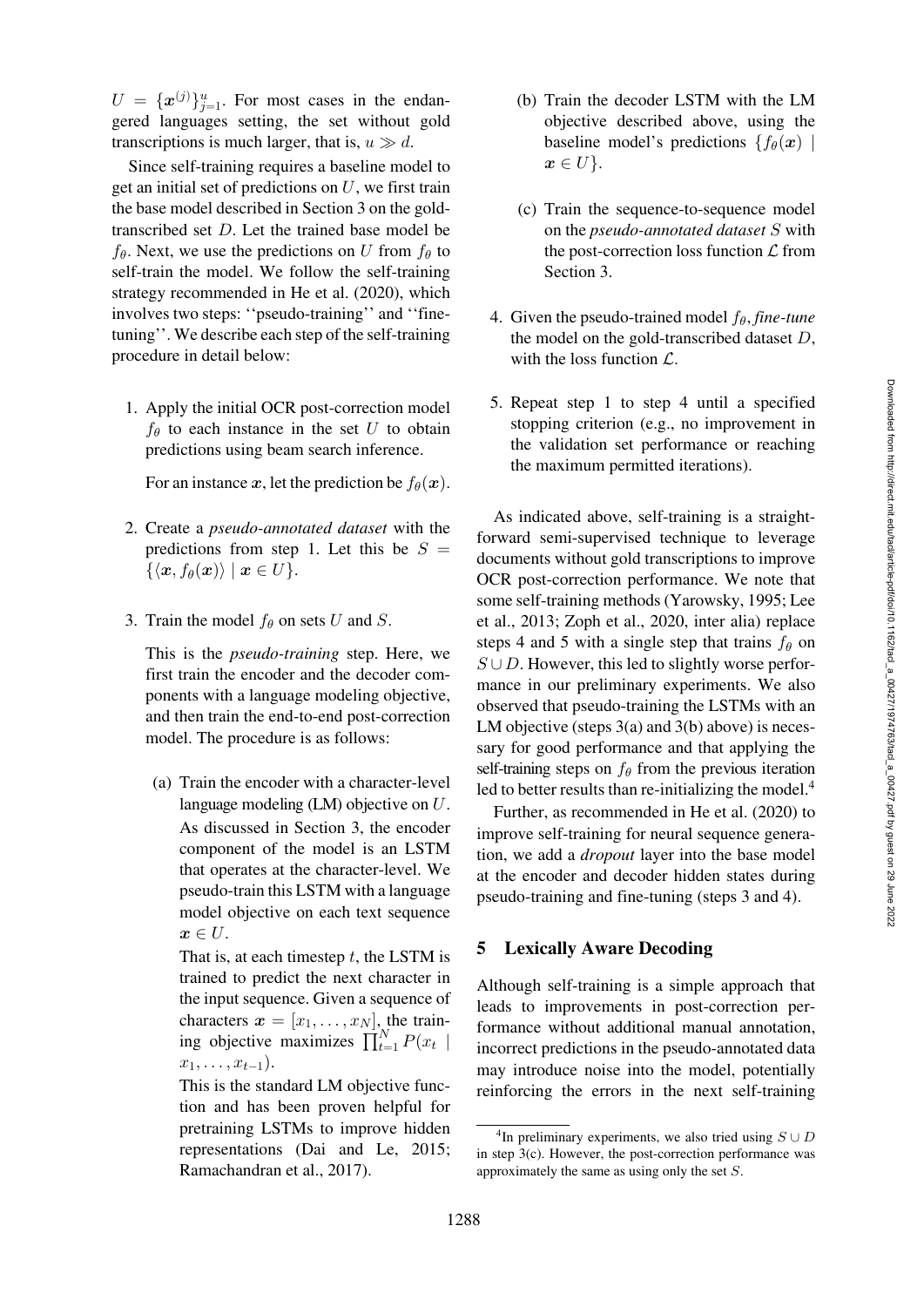$U = \{\boldsymbol{x}^{(j)}\}_{j=1}^{u}$. For most cases in the endangered languages setting, the set without gold transcriptions is much larger, that is, $u \gg d$.

Since self-training requires a baseline model to get an initial set of predictions on $U$, we first train the base model described in Section 3 on the gold-transcribed set $D$. Let the trained base model be $f_\theta$. Next, we use the predictions on $U$ from $f_\theta$ to self-train the model. We follow the self-training strategy recommended in He et al. (2020), which involves two steps: ''pseudo-training'' and ''fine-tuning''. We describe each step of the self-training procedure in detail below:

1. Apply the initial OCR post-correction model $f_\theta$ to each instance in the set $U$ to obtain predictions using beam search inference.

   For an instance $\boldsymbol{x}$, let the prediction be $f_\theta(\boldsymbol{x})$.

2. Create a *pseudo-annotated dataset* with the predictions from step 1. Let this be $S = \{\langle \boldsymbol{x}, f_\theta(\boldsymbol{x})\rangle \mid \boldsymbol{x} \in U\}$.

3. Train the model $f_\theta$ on sets $U$ and $S$.

   This is the *pseudo-training* step. Here, we first train the encoder and the decoder components with a language modeling objective, and then train the end-to-end post-correction model. The procedure is as follows:

   (a) Train the encoder with a character-level language modeling (LM) objective on $U$. As discussed in Section 3, the encoder component of the model is an LSTM that operates at the character-level. We pseudo-train this LSTM with a language model objective on each text sequence $\boldsymbol{x} \in U$.

   That is, at each timestep $t$, the LSTM is trained to predict the next character in the input sequence. Given a sequence of characters $\boldsymbol{x} = [x_1, \ldots, x_N]$, the training objective maximizes $\prod_{t=1}^{N} P(x_t \mid x_1, \ldots, x_{t-1})$.

   This is the standard LM objective function and has been proven helpful for pretraining LSTMs to improve hidden representations (Dai and Le, 2015; Ramachandran et al., 2017).

   (b) Train the decoder LSTM with the LM objective described above, using the baseline model's predictions $\{f_\theta(\boldsymbol{x}) \mid \boldsymbol{x} \in U\}$.

   (c) Train the sequence-to-sequence model on the *pseudo-annotated dataset* $S$ with the post-correction loss function $\mathcal{L}$ from Section 3.

4. Given the pseudo-trained model $f_\theta$, *fine-tune* the model on the gold-transcribed dataset $D$, with the loss function $\mathcal{L}$.

5. Repeat step 1 to step 4 until a specified stopping criterion (e.g., no improvement in the validation set performance or reaching the maximum permitted iterations).

As indicated above, self-training is a straightforward semi-supervised technique to leverage documents without gold transcriptions to improve OCR post-correction performance. We note that some self-training methods (Yarowsky, 1995; Lee et al., 2013; Zoph et al., 2020, inter alia) replace steps 4 and 5 with a single step that trains $f_\theta$ on $S \cup D$. However, this led to slightly worse performance in our preliminary experiments. We also observed that pseudo-training the LSTMs with an LM objective (steps 3(a) and 3(b) above) is necessary for good performance and that applying the self-training steps on $f_\theta$ from the previous iteration led to better results than re-initializing the model.[4]

Further, as recommended in He et al. (2020) to improve self-training for neural sequence generation, we add a *dropout* layer into the base model at the encoder and decoder hidden states during pseudo-training and fine-tuning (steps 3 and 4).

## 5 Lexically Aware Decoding

Although self-training is a simple approach that leads to improvements in post-correction performance without additional manual annotation, incorrect predictions in the pseudo-annotated data may introduce noise into the model, potentially reinforcing the errors in the next self-training

[4]In preliminary experiments, we also tried using $S \cup D$ in step 3(c). However, the post-correction performance was approximately the same as using only the set $S$.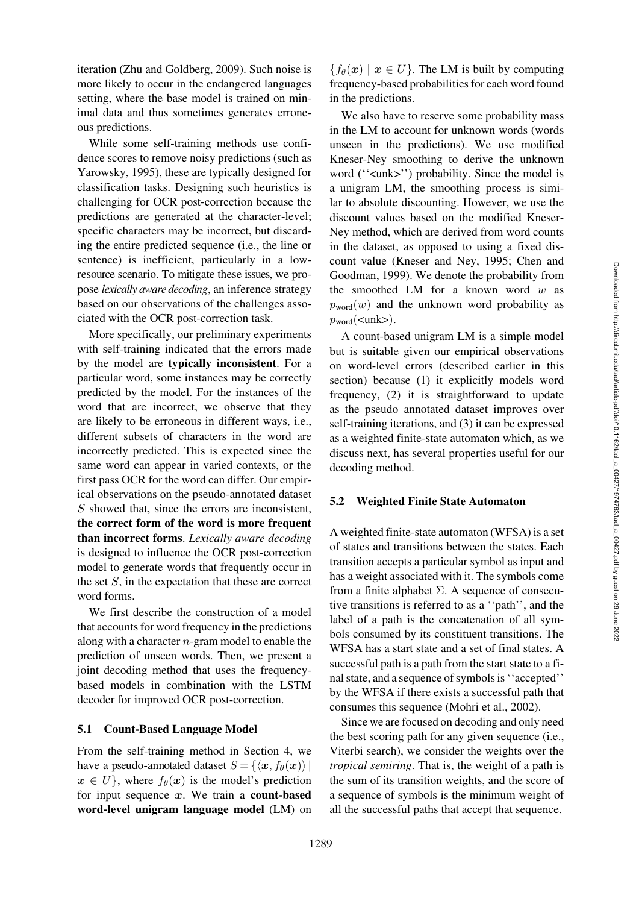iteration (Zhu and Goldberg, 2009). Such noise is more likely to occur in the endangered languages setting, where the base model is trained on minimal data and thus sometimes generates erroneous predictions.

While some self-training methods use confidence scores to remove noisy predictions (such as Yarowsky, 1995), these are typically designed for classification tasks. Designing such heuristics is challenging for OCR post-correction because the predictions are generated at the character-level; specific characters may be incorrect, but discarding the entire predicted sequence (i.e., the line or sentence) is inefficient, particularly in a low-resource scenario. To mitigate these issues, we propose *lexically aware decoding*, an inference strategy based on our observations of the challenges associated with the OCR post-correction task.

More specifically, our preliminary experiments with self-training indicated that the errors made by the model are **typically inconsistent**. For a particular word, some instances may be correctly predicted by the model. For the instances of the word that are incorrect, we observe that they are likely to be erroneous in different ways, i.e., different subsets of characters in the word are incorrectly predicted. This is expected since the same word can appear in varied contexts, or the first pass OCR for the word can differ. Our empirical observations on the pseudo-annotated dataset $S$ showed that, since the errors are inconsistent, **the correct form of the word is more frequent than incorrect forms**. *Lexically aware decoding* is designed to influence the OCR post-correction model to generate words that frequently occur in the set $S$, in the expectation that these are correct word forms.

We first describe the construction of a model that accounts for word frequency in the predictions along with a character $n$-gram model to enable the prediction of unseen words. Then, we present a joint decoding method that uses the frequency-based models in combination with the LSTM decoder for improved OCR post-correction.

### 5.1 Count-Based Language Model

From the self-training method in Section 4, we have a pseudo-annotated dataset $S = \{\langle \boldsymbol{x}, f_\theta(\boldsymbol{x})\rangle \mid \boldsymbol{x} \in U\}$, where $f_\theta(\boldsymbol{x})$ is the model's prediction for input sequence $\boldsymbol{x}$. We train a **count-based word-level unigram language model** (LM) on $\{f_\theta(\boldsymbol{x}) \mid \boldsymbol{x} \in U\}$. The LM is built by computing frequency-based probabilities for each word found in the predictions.

We also have to reserve some probability mass in the LM to account for unknown words (words unseen in the predictions). We use modified Kneser-Ney smoothing to derive the unknown word (''<unk>'') probability. Since the model is a unigram LM, the smoothing process is similar to absolute discounting. However, we use the discount values based on the modified Kneser-Ney method, which are derived from word counts in the dataset, as opposed to using a fixed discount value (Kneser and Ney, 1995; Chen and Goodman, 1999). We denote the probability from the smoothed LM for a known word $w$ as $p_{\text{word}}(w)$ and the unknown word probability as $p_{\text{word}}(\text{<unk>})$.

A count-based unigram LM is a simple model but is suitable given our empirical observations on word-level errors (described earlier in this section) because (1) it explicitly models word frequency, (2) it is straightforward to update as the pseudo annotated dataset improves over self-training iterations, and (3) it can be expressed as a weighted finite-state automaton which, as we discuss next, has several properties useful for our decoding method.

### 5.2 Weighted Finite State Automaton

A weighted finite-state automaton (WFSA) is a set of states and transitions between the states. Each transition accepts a particular symbol as input and has a weight associated with it. The symbols come from a finite alphabet $\Sigma$. A sequence of consecutive transitions is referred to as a ''path'', and the label of a path is the concatenation of all symbols consumed by its constituent transitions. The WFSA has a start state and a set of final states. A successful path is a path from the start state to a final state, and a sequence of symbols is ''accepted'' by the WFSA if there exists a successful path that consumes this sequence (Mohri et al., 2002).

Since we are focused on decoding and only need the best scoring path for any given sequence (i.e., Viterbi search), we consider the weights over the *tropical semiring*. That is, the weight of a path is the sum of its transition weights, and the score of a sequence of symbols is the minimum weight of all the successful paths that accept that sequence.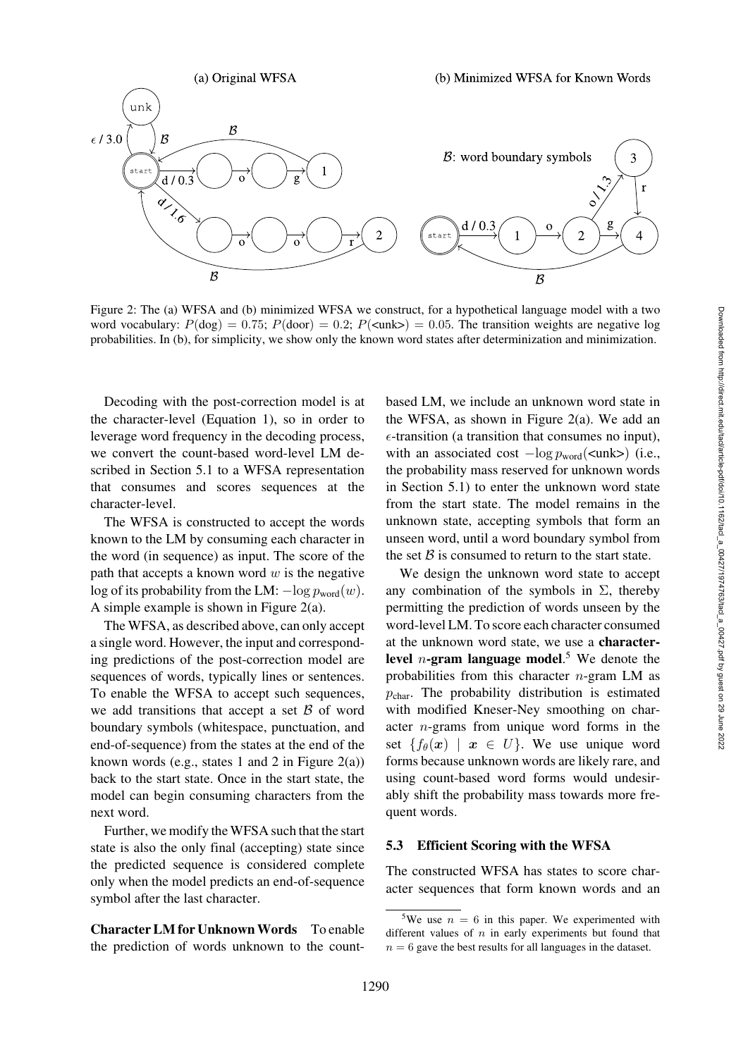(a) Original WFSA

(b) Minimized WFSA for Known Words

unk

$\epsilon$ / 3.0

$\mathcal{B}$

$\mathcal{B}$

start

d / 0.3

o

g

1

d / 1.6

o

o

r

2

$\mathcal{B}$

$\mathcal{B}$: word boundary symbols

3

o / 1.3

r

start

d / 0.3

1

o

2

g

4

$\mathcal{B}$

Figure 2: The (a) WFSA and (b) minimized WFSA we construct, for a hypothetical language model with a two word vocabulary: $P(\text{dog}) = 0.75$; $P(\text{door}) = 0.2$; $P(\text{<unk>}) = 0.05$. The transition weights are negative log probabilities. In (b), for simplicity, we show only the known word states after determinization and minimization.

Decoding with the post-correction model is at the character-level (Equation 1), so in order to leverage word frequency in the decoding process, we convert the count-based word-level LM described in Section 5.1 to a WFSA representation that consumes and scores sequences at the character-level.

The WFSA is constructed to accept the words known to the LM by consuming each character in the word (in sequence) as input. The score of the path that accepts a known word $w$ is the negative log of its probability from the LM: $-\log p_{\text{word}}(w)$. A simple example is shown in Figure 2(a).

The WFSA, as described above, can only accept a single word. However, the input and corresponding predictions of the post-correction model are sequences of words, typically lines or sentences. To enable the WFSA to accept such sequences, we add transitions that accept a set $\mathcal{B}$ of word boundary symbols (whitespace, punctuation, and end-of-sequence) from the states at the end of the known words (e.g., states 1 and 2 in Figure 2(a)) back to the start state. Once in the start state, the model can begin consuming characters from the next word.

Further, we modify the WFSA such that the start state is also the only final (accepting) state since the predicted sequence is considered complete only when the model predicts an end-of-sequence symbol after the last character.

**Character LM for Unknown Words** To enable the prediction of words unknown to the count-based LM, we include an unknown word state in the WFSA, as shown in Figure 2(a). We add an $\epsilon$-transition (a transition that consumes no input), with an associated cost $-\log p_{\text{word}}(\text{<unk>})$ (i.e., the probability mass reserved for unknown words in Section 5.1) to enter the unknown word state from the start state. The model remains in the unknown state, accepting symbols that form an unseen word, until a word boundary symbol from the set $\mathcal{B}$ is consumed to return to the start state.

We design the unknown word state to accept any combination of the symbols in $\Sigma$, thereby permitting the prediction of words unseen by the word-level LM. To score each character consumed at the unknown word state, we use a **character-level $n$-gram language model**.[5] We denote the probabilities from this character $n$-gram LM as $p_{\text{char}}$. The probability distribution is estimated with modified Kneser-Ney smoothing on character $n$-grams from unique word forms in the set $\{f_\theta(\boldsymbol{x}) \mid \boldsymbol{x} \in U\}$. We use unique word forms because unknown words are likely rare, and using count-based word forms would undesirably shift the probability mass towards more frequent words.

### 5.3 Efficient Scoring with the WFSA

The constructed WFSA has states to score character sequences that form known words and an

[5]We use $n = 6$ in this paper. We experimented with different values of $n$ in early experiments but found that $n = 6$ gave the best results for all languages in the dataset.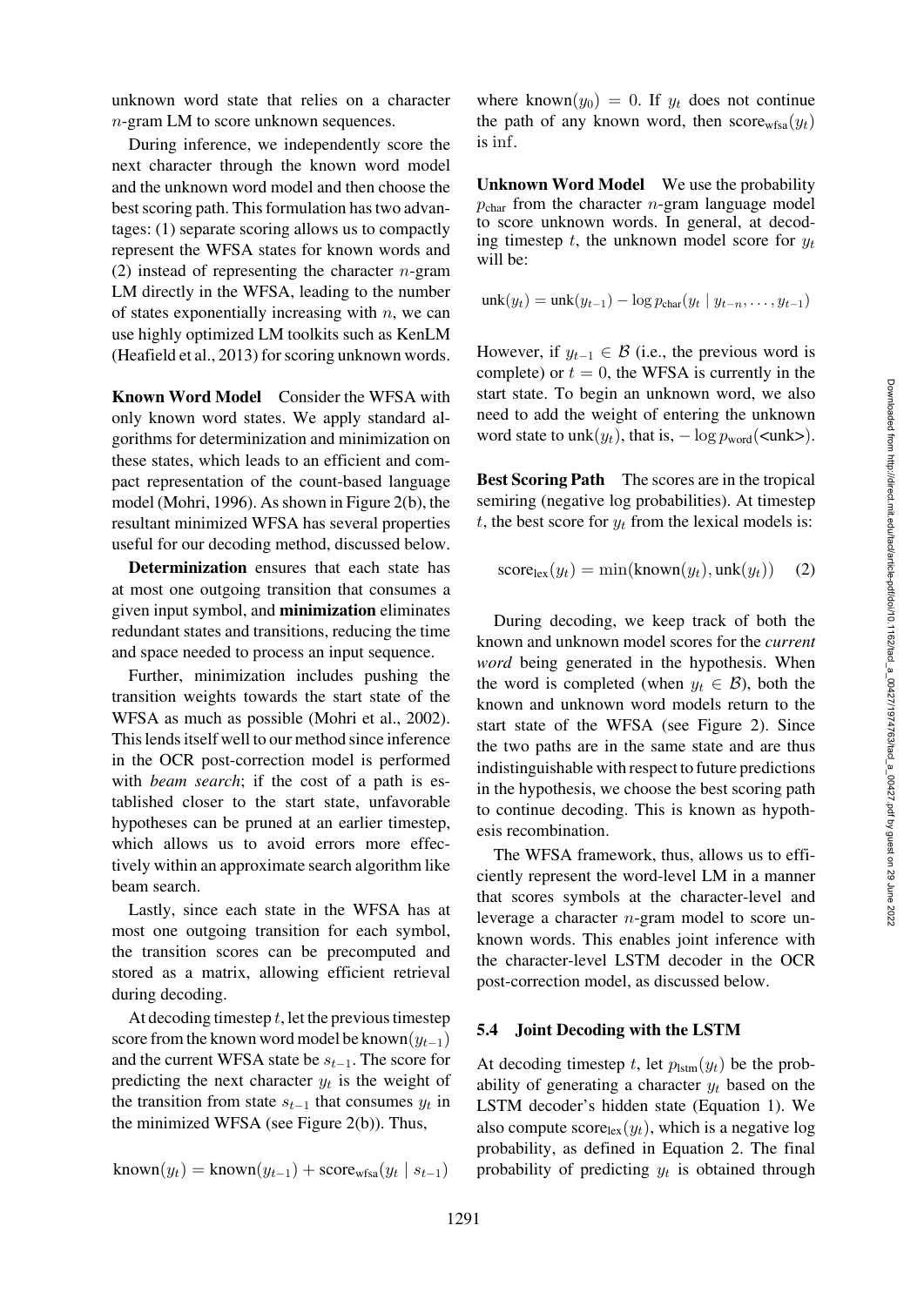unknown word state that relies on a character $n$-gram LM to score unknown sequences.

During inference, we independently score the next character through the known word model and the unknown word model and then choose the best scoring path. This formulation has two advantages: (1) separate scoring allows us to compactly represent the WFSA states for known words and (2) instead of representing the character $n$-gram LM directly in the WFSA, leading to the number of states exponentially increasing with $n$, we can use highly optimized LM toolkits such as KenLM (Heafield et al., 2013) for scoring unknown words.

**Known Word Model** Consider the WFSA with only known word states. We apply standard algorithms for determinization and minimization on these states, which leads to an efficient and compact representation of the count-based language model (Mohri, 1996). As shown in Figure 2(b), the resultant minimized WFSA has several properties useful for our decoding method, discussed below.

**Determinization** ensures that each state has at most one outgoing transition that consumes a given input symbol, and **minimization** eliminates redundant states and transitions, reducing the time and space needed to process an input sequence.

Further, minimization includes pushing the transition weights towards the start state of the WFSA as much as possible (Mohri et al., 2002). This lends itself well to our method since inference in the OCR post-correction model is performed with *beam search*; if the cost of a path is established closer to the start state, unfavorable hypotheses can be pruned at an earlier timestep, which allows us to avoid errors more effectively within an approximate search algorithm like beam search.

Lastly, since each state in the WFSA has at most one outgoing transition for each symbol, the transition scores can be precomputed and stored as a matrix, allowing efficient retrieval during decoding.

At decoding timestep $t$, let the previous timestep score from the known word model be $\text{known}(y_{t-1})$ and the current WFSA state be $s_{t-1}$. The score for predicting the next character $y_t$ is the weight of the transition from state $s_{t-1}$ that consumes $y_t$ in the minimized WFSA (see Figure 2(b)). Thus,

$$\text{known}(y_t) = \text{known}(y_{t-1}) + \text{score}_{\text{wfsa}}(y_t \mid s_{t-1})$$

where $\text{known}(y_0) = 0$. If $y_t$ does not continue the path of any known word, then $\text{score}_{\text{wfsa}}(y_t)$ is $\inf$.

**Unknown Word Model** We use the probability $p_{\text{char}}$ from the character $n$-gram language model to score unknown words. In general, at decoding timestep $t$, the unknown model score for $y_t$ will be:

$$\text{unk}(y_t) = \text{unk}(y_{t-1}) - \log p_{\text{char}}(y_t \mid y_{t-n}, \ldots, y_{t-1})$$

However, if $y_{t-1} \in \mathcal{B}$ (i.e., the previous word is complete) or $t = 0$, the WFSA is currently in the start state. To begin an unknown word, we also need to add the weight of entering the unknown word state to $\text{unk}(y_t)$, that is, $-\log p_{\text{word}}(\text{<unk>})$.

**Best Scoring Path** The scores are in the tropical semiring (negative log probabilities). At timestep $t$, the best score for $y_t$ from the lexical models is:

$$\text{score}_{\text{lex}}(y_t) = \min(\text{known}(y_t), \text{unk}(y_t)) \quad (2)$$

During decoding, we keep track of both the known and unknown model scores for the *current word* being generated in the hypothesis. When the word is completed (when $y_t \in \mathcal{B}$), both the known and unknown word models return to the start state of the WFSA (see Figure 2). Since the two paths are in the same state and are thus indistinguishable with respect to future predictions in the hypothesis, we choose the best scoring path to continue decoding. This is known as hypothesis recombination.

The WFSA framework, thus, allows us to efficiently represent the word-level LM in a manner that scores symbols at the character-level and leverage a character $n$-gram model to score unknown words. This enables joint inference with the character-level LSTM decoder in the OCR post-correction model, as discussed below.

### 5.4 Joint Decoding with the LSTM

At decoding timestep $t$, let $p_{\text{lstm}}(y_t)$ be the probability of generating a character $y_t$ based on the LSTM decoder's hidden state (Equation 1). We also compute $\text{score}_{\text{lex}}(y_t)$, which is a negative log probability, as defined in Equation 2. The final probability of predicting $y_t$ is obtained through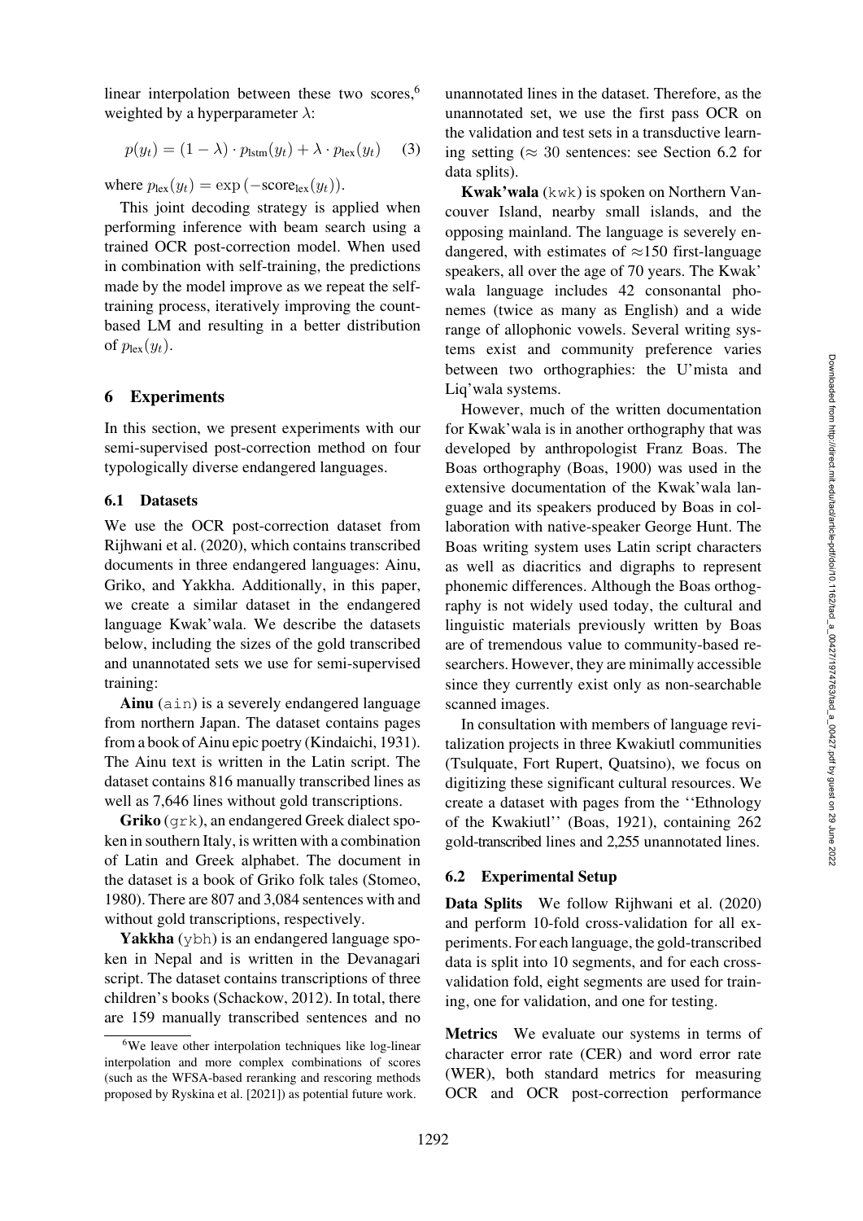linear interpolation between these two scores,[6] weighted by a hyperparameter $\lambda$:

$$p(y_t) = (1 - \lambda) \cdot p_{\text{lstm}}(y_t) + \lambda \cdot p_{\text{lex}}(y_t) \quad (3)$$

where $p_{\text{lex}}(y_t) = \exp(-\text{score}_{\text{lex}}(y_t))$.

This joint decoding strategy is applied when performing inference with beam search using a trained OCR post-correction model. When used in combination with self-training, the predictions made by the model improve as we repeat the self-training process, iteratively improving the count-based LM and resulting in a better distribution of $p_{\text{lex}}(y_t)$.

## 6 Experiments

In this section, we present experiments with our semi-supervised post-correction method on four typologically diverse endangered languages.

### 6.1 Datasets

We use the OCR post-correction dataset from Rijhwani et al. (2020), which contains transcribed documents in three endangered languages: Ainu, Griko, and Yakkha. Additionally, in this paper, we create a similar dataset in the endangered language Kwak'wala. We describe the datasets below, including the sizes of the gold transcribed and unannotated sets we use for semi-supervised training:

**Ainu** (`ain`) is a severely endangered language from northern Japan. The dataset contains pages from a book of Ainu epic poetry (Kindaichi, 1931). The Ainu text is written in the Latin script. The dataset contains 816 manually transcribed lines as well as 7,646 lines without gold transcriptions.

**Griko** (`grk`), an endangered Greek dialect spoken in southern Italy, is written with a combination of Latin and Greek alphabet. The document in the dataset is a book of Griko folk tales (Stomeo, 1980). There are 807 and 3,084 sentences with and without gold transcriptions, respectively.

**Yakkha** (`ybh`) is an endangered language spoken in Nepal and is written in the Devanagari script. The dataset contains transcriptions of three children's books (Schackow, 2012). In total, there are 159 manually transcribed sentences and no unannotated lines in the dataset. Therefore, as the unannotated set, we use the first pass OCR on the validation and test sets in a transductive learning setting ($\approx$ 30 sentences: see Section 6.2 for data splits).

**Kwak'wala** (`kwk`) is spoken on Northern Vancouver Island, nearby small islands, and the opposing mainland. The language is severely endangered, with estimates of $\approx$150 first-language speakers, all over the age of 70 years. The Kwak'wala language includes 42 consonantal phonemes (twice as many as English) and a wide range of allophonic vowels. Several writing systems exist and community preference varies between two orthographies: the U'mista and Liq'wala systems.

However, much of the written documentation for Kwak'wala is in another orthography that was developed by anthropologist Franz Boas. The Boas orthography (Boas, 1900) was used in the extensive documentation of the Kwak'wala language and its speakers produced by Boas in collaboration with native-speaker George Hunt. The Boas writing system uses Latin script characters as well as diacritics and digraphs to represent phonemic differences. Although the Boas orthography is not widely used today, the cultural and linguistic materials previously written by Boas are of tremendous value to community-based researchers. However, they are minimally accessible since they currently exist only as non-searchable scanned images.

In consultation with members of language revitalization projects in three Kwakiutl communities (Tsulquate, Fort Rupert, Quatsino), we focus on digitizing these significant cultural resources. We create a dataset with pages from the ''Ethnology of the Kwakiutl'' (Boas, 1921), containing 262 gold-transcribed lines and 2,255 unannotated lines.

### 6.2 Experimental Setup

**Data Splits** We follow Rijhwani et al. (2020) and perform 10-fold cross-validation for all experiments. For each language, the gold-transcribed data is split into 10 segments, and for each cross-validation fold, eight segments are used for training, one for validation, and one for testing.

**Metrics** We evaluate our systems in terms of character error rate (CER) and word error rate (WER), both standard metrics for measuring OCR and OCR post-correction performance

[6] We leave other interpolation techniques like log-linear interpolation and more complex combinations of scores (such as the WFSA-based reranking and rescoring methods proposed by Ryskina et al. [2021]) as potential future work.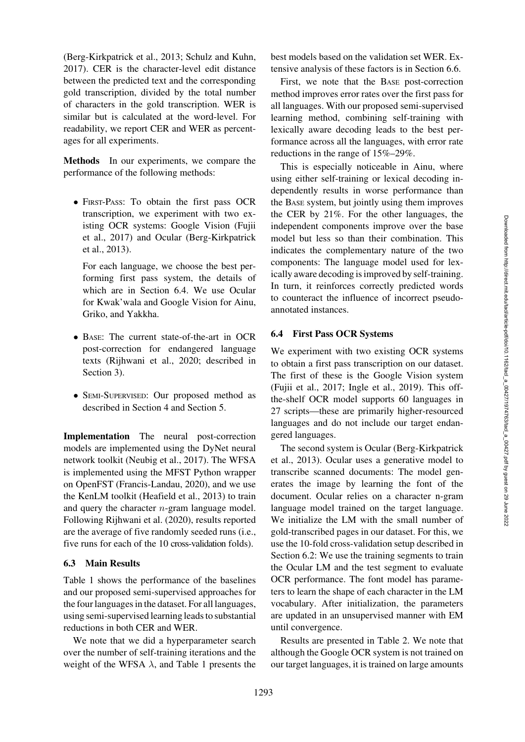(Berg-Kirkpatrick et al., 2013; Schulz and Kuhn, 2017). CER is the character-level edit distance between the predicted text and the corresponding gold transcription, divided by the total number of characters in the gold transcription. WER is similar but is calculated at the word-level. For readability, we report CER and WER as percentages for all experiments.

**Methods** In our experiments, we compare the performance of the following methods:

- FIRST-PASS: To obtain the first pass OCR transcription, we experiment with two existing OCR systems: Google Vision (Fujii et al., 2017) and Ocular (Berg-Kirkpatrick et al., 2013).

  For each language, we choose the best performing first pass system, the details of which are in Section 6.4. We use Ocular for Kwak'wala and Google Vision for Ainu, Griko, and Yakkha.

- BASE: The current state-of-the-art in OCR post-correction for endangered language texts (Rijhwani et al., 2020; described in Section 3).

- SEMI-SUPERVISED: Our proposed method as described in Section 4 and Section 5.

**Implementation** The neural post-correction models are implemented using the DyNet neural network toolkit (Neubig et al., 2017). The WFSA is implemented using the MFST Python wrapper on OpenFST (Francis-Landau, 2020), and we use the KenLM toolkit (Heafield et al., 2013) to train and query the character $n$-gram language model. Following Rijhwani et al. (2020), results reported are the average of five randomly seeded runs (i.e., five runs for each of the 10 cross-validation folds).

### 6.3 Main Results

Table 1 shows the performance of the baselines and our proposed semi-supervised approaches for the four languages in the dataset. For all languages, using semi-supervised learning leads to substantial reductions in both CER and WER.

We note that we did a hyperparameter search over the number of self-training iterations and the weight of the WFSA $\lambda$, and Table 1 presents the best models based on the validation set WER. Extensive analysis of these factors is in Section 6.6.

First, we note that the BASE post-correction method improves error rates over the first pass for all languages. With our proposed semi-supervised learning method, combining self-training with lexically aware decoding leads to the best performance across all the languages, with error rate reductions in the range of 15%–29%.

This is especially noticeable in Ainu, where using either self-training or lexical decoding independently results in worse performance than the BASE system, but jointly using them improves the CER by 21%. For the other languages, the independent components improve over the base model but less so than their combination. This indicates the complementary nature of the two components: The language model used for lexically aware decoding is improved by self-training. In turn, it reinforces correctly predicted words to counteract the influence of incorrect pseudo-annotated instances.

### 6.4 First Pass OCR Systems

We experiment with two existing OCR systems to obtain a first pass transcription on our dataset. The first of these is the Google Vision system (Fujii et al., 2017; Ingle et al., 2019). This off-the-shelf OCR model supports 60 languages in 27 scripts—these are primarily higher-resourced languages and do not include our target endangered languages.

The second system is Ocular (Berg-Kirkpatrick et al., 2013). Ocular uses a generative model to transcribe scanned documents: The model generates the image by learning the font of the document. Ocular relies on a character n-gram language model trained on the target language. We initialize the LM with the small number of gold-transcribed pages in our dataset. For this, we use the 10-fold cross-validation setup described in Section 6.2: We use the training segments to train the Ocular LM and the test segment to evaluate OCR performance. The font model has parameters to learn the shape of each character in the LM vocabulary. After initialization, the parameters are updated in an unsupervised manner with EM until convergence.

Results are presented in Table 2. We note that although the Google OCR system is not trained on our target languages, it is trained on large amounts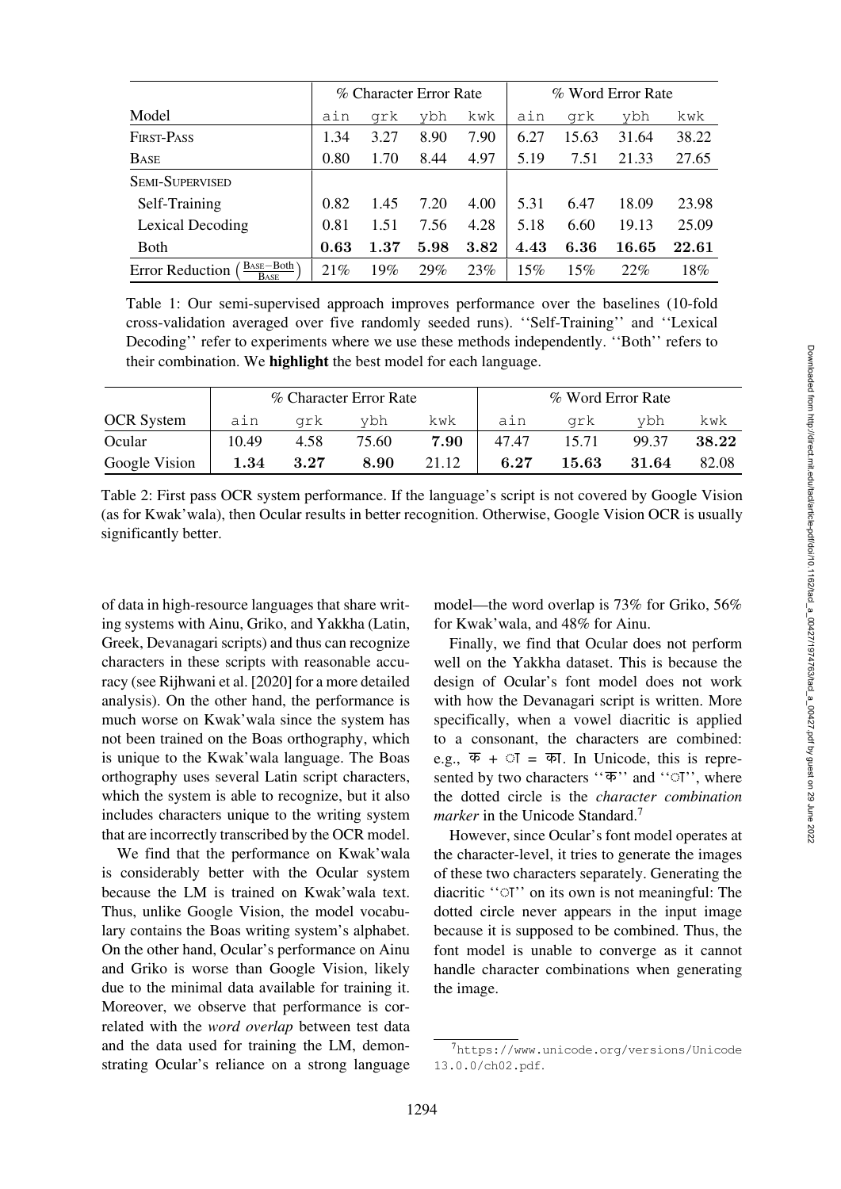| | % Character Error Rate | | | | % Word Error Rate | | | |
|---|---|---|---|---|---|---|---|---|
| Model | ain | grk | ybh | kwk | ain | grk | ybh | kwk |
| First-Pass | 1.34 | 3.27 | 8.90 | 7.90 | 6.27 | 15.63 | 31.64 | 38.22 |
| Base | 0.80 | 1.70 | 8.44 | 4.97 | 5.19 | 7.51 | 21.33 | 27.65 |
| Semi-Supervised | | | | | | | | |
| Self-Training | 0.82 | 1.45 | 7.20 | 4.00 | 5.31 | 6.47 | 18.09 | 23.98 |
| Lexical Decoding | 0.81 | 1.51 | 7.56 | 4.28 | 5.18 | 6.60 | 19.13 | 25.09 |
| Both | **0.63** | **1.37** | **5.98** | **3.82** | **4.43** | **6.36** | **16.65** | **22.61** |
| Error Reduction $\left(\frac{\text{Base}-\text{Both}}{\text{Base}}\right)$ | 21% | 19% | 29% | 23% | 15% | 15% | 22% | 18% |

Table 1: Our semi-supervised approach improves performance over the baselines (10-fold cross-validation averaged over five randomly seeded runs). ''Self-Training'' and ''Lexical Decoding'' refer to experiments where we use these methods independently. ''Both'' refers to their combination. We **highlight** the best model for each language.

| | % Character Error Rate | | | | % Word Error Rate | | | |
|---|---|---|---|---|---|---|---|---|
| OCR System | ain | grk | ybh | kwk | ain | grk | ybh | kwk |
| Ocular | 10.49 | 4.58 | 75.60 | **7.90** | 47.47 | 15.71 | 99.37 | **38.22** |
| Google Vision | **1.34** | **3.27** | **8.90** | 21.12 | **6.27** | **15.63** | **31.64** | 82.08 |

Table 2: First pass OCR system performance. If the language's script is not covered by Google Vision (as for Kwak'wala), then Ocular results in better recognition. Otherwise, Google Vision OCR is usually significantly better.

of data in high-resource languages that share writing systems with Ainu, Griko, and Yakkha (Latin, Greek, Devanagari scripts) and thus can recognize characters in these scripts with reasonable accuracy (see Rijhwani et al. [2020] for a more detailed analysis). On the other hand, the performance is much worse on Kwak'wala since the system has not been trained on the Boas orthography, which is unique to the Kwak'wala language. The Boas orthography uses several Latin script characters, which the system is able to recognize, but it also includes characters unique to the writing system that are incorrectly transcribed by the OCR model.

We find that the performance on Kwak'wala is considerably better with the Ocular system because the LM is trained on Kwak'wala text. Thus, unlike Google Vision, the model vocabulary contains the Boas writing system's alphabet. On the other hand, Ocular's performance on Ainu and Griko is worse than Google Vision, likely due to the minimal data available for training it. Moreover, we observe that performance is correlated with the *word overlap* between test data and the data used for training the LM, demonstrating Ocular's reliance on a strong language model—the word overlap is 73% for Griko, 56% for Kwak'wala, and 48% for Ainu.

Finally, we find that Ocular does not perform well on the Yakkha dataset. This is because the design of Ocular's font model does not work with how the Devanagari script is written. More specifically, when a vowel diacritic is applied to a consonant, the characters are combined: e.g., क + ा = का. In Unicode, this is represented by two characters ''क'' and ''ा'', where the dotted circle is the *character combination marker* in the Unicode Standard.[7]

However, since Ocular's font model operates at the character-level, it tries to generate the images of these two characters separately. Generating the diacritic ''ा'' on its own is not meaningful: The dotted circle never appears in the input image because it is supposed to be combined. Thus, the font model is unable to converge as it cannot handle character combinations when generating the image.

[7] https://www.unicode.org/versions/Unicode13.0.0/ch02.pdf.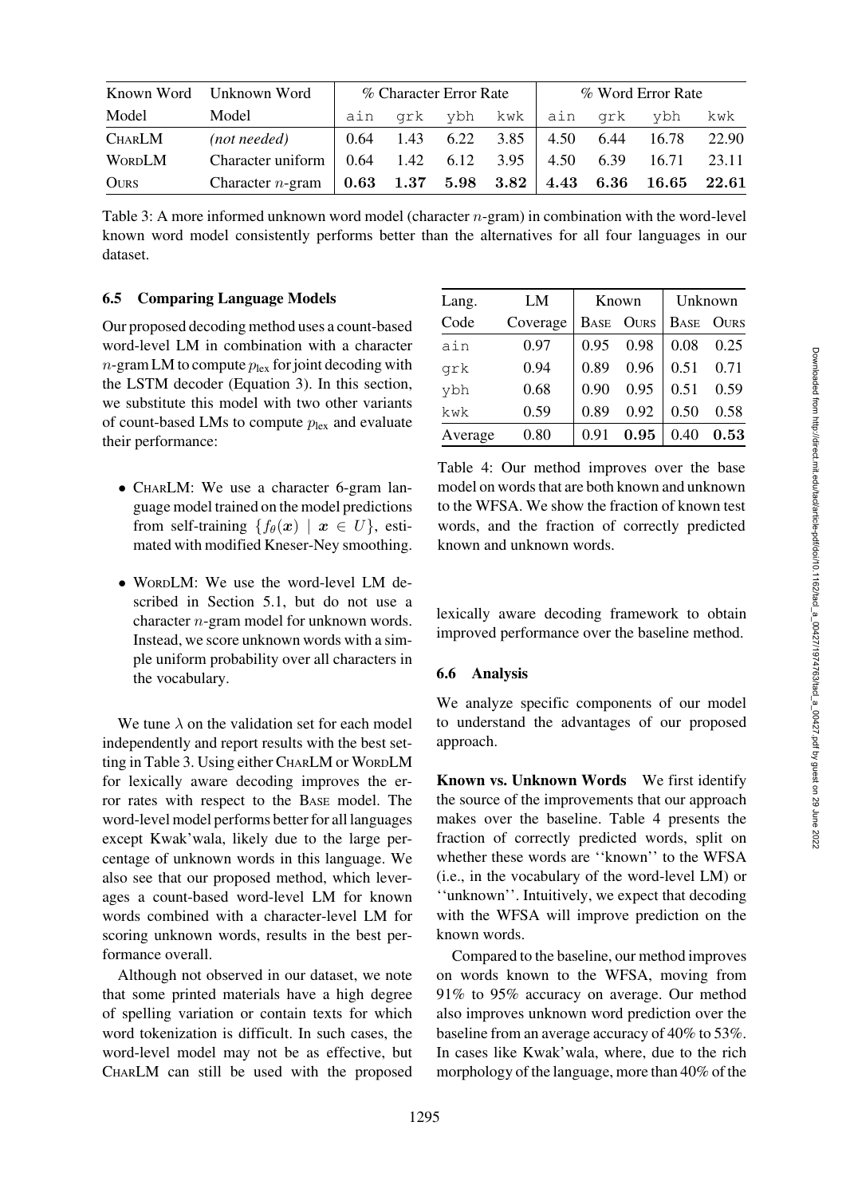| Known Word | Unknown Word | % Character Error Rate | | | | % Word Error Rate | | | |
|---|---|---|---|---|---|---|---|---|---|
| Model | Model | ain | grk | ybh | kwk | ain | grk | ybh | kwk |
| CharLM | *(not needed)* | 0.64 | 1.43 | 6.22 | 3.85 | 4.50 | 6.44 | 16.78 | 22.90 |
| WordLM | Character uniform | 0.64 | 1.42 | 6.12 | 3.95 | 4.50 | 6.39 | 16.71 | 23.11 |
| Ours | Character $n$-gram | **0.63** | **1.37** | **5.98** | **3.82** | **4.43** | **6.36** | **16.65** | **22.61** |

Table 3: A more informed unknown word model (character $n$-gram) in combination with the word-level known word model consistently performs better than the alternatives for all four languages in our dataset.

### 6.5 Comparing Language Models

Our proposed decoding method uses a count-based word-level LM in combination with a character $n$-gram LM to compute $p_{\text{lex}}$ for joint decoding with the LSTM decoder (Equation 3). In this section, we substitute this model with two other variants of count-based LMs to compute $p_{\text{lex}}$ and evaluate their performance:

- CharLM: We use a character 6-gram language model trained on the model predictions from self-training $\{f_\theta(\boldsymbol{x}) \mid \boldsymbol{x} \in U\}$, estimated with modified Kneser-Ney smoothing.
- WordLM: We use the word-level LM described in Section 5.1, but do not use a character $n$-gram model for unknown words. Instead, we score unknown words with a simple uniform probability over all characters in the vocabulary.

We tune $\lambda$ on the validation set for each model independently and report results with the best setting in Table 3. Using either CharLM or WordLM for lexically aware decoding improves the error rates with respect to the Base model. The word-level model performs better for all languages except Kwak'wala, likely due to the large percentage of unknown words in this language. We also see that our proposed method, which leverages a count-based word-level LM for known words combined with a character-level LM for scoring unknown words, results in the best performance overall.

Although not observed in our dataset, we note that some printed materials have a high degree of spelling variation or contain texts for which word tokenization is difficult. In such cases, the word-level model may not be as effective, but CharLM can still be used with the proposed lexically aware decoding framework to obtain improved performance over the baseline method.

| Lang. | LM | Known | | Unknown | |
|---|---|---|---|---|---|
| Code | Coverage | Base | Ours | Base | Ours |
| ain | 0.97 | 0.95 | 0.98 | 0.08 | 0.25 |
| grk | 0.94 | 0.89 | 0.96 | 0.51 | 0.71 |
| ybh | 0.68 | 0.90 | 0.95 | 0.51 | 0.59 |
| kwk | 0.59 | 0.89 | 0.92 | 0.50 | 0.58 |
| Average | 0.80 | 0.91 | **0.95** | 0.40 | **0.53** |

Table 4: Our method improves over the base model on words that are both known and unknown to the WFSA. We show the fraction of known test words, and the fraction of correctly predicted known and unknown words.

### 6.6 Analysis

We analyze specific components of our model to understand the advantages of our proposed approach.

**Known vs. Unknown Words** We first identify the source of the improvements that our approach makes over the baseline. Table 4 presents the fraction of correctly predicted words, split on whether these words are ''known'' to the WFSA (i.e., in the vocabulary of the word-level LM) or ''unknown''. Intuitively, we expect that decoding with the WFSA will improve prediction on the known words.

Compared to the baseline, our method improves on words known to the WFSA, moving from 91% to 95% accuracy on average. Our method also improves unknown word prediction over the baseline from an average accuracy of 40% to 53%. In cases like Kwak'wala, where, due to the rich morphology of the language, more than 40% of the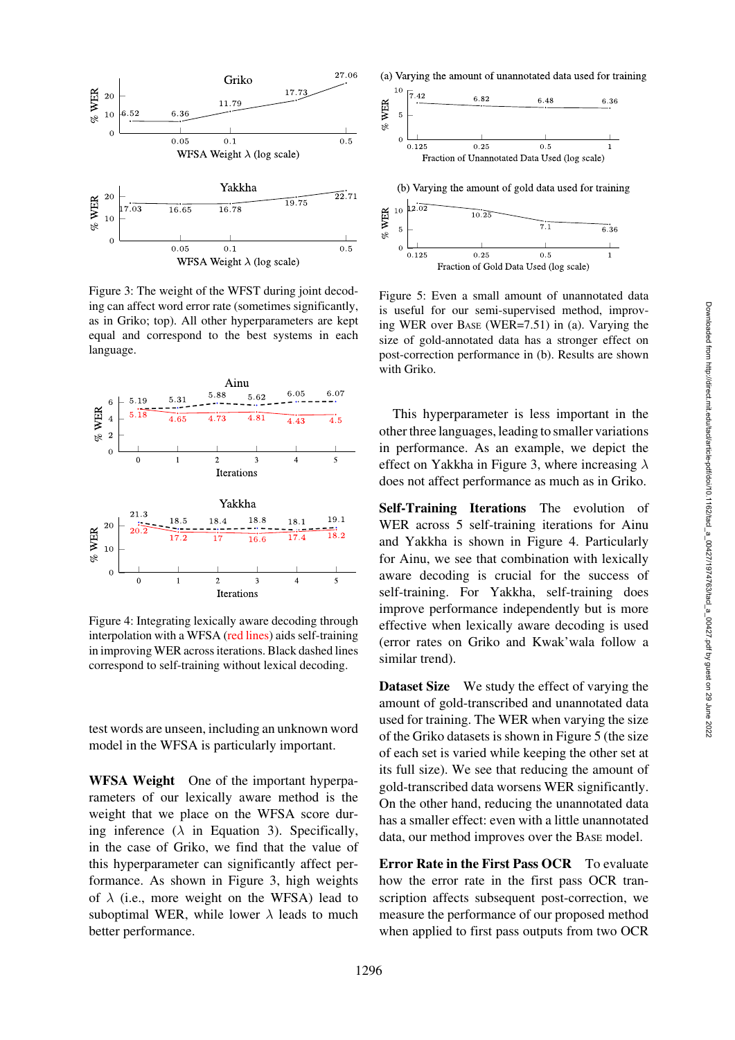Griko

% WER

20
10
0

6.52
6.36
11.79
17.73
27.06

0.05
0.1
0.5

WFSA Weight $\lambda$ (log scale)

Yakkha

% WER

20
10
0

17.03
16.65
16.78
19.75
22.71

0.05
0.1
0.5

WFSA Weight $\lambda$ (log scale)

Figure 3: The weight of the WFST during joint decoding can affect word error rate (sometimes significantly, as in Griko; top). All other hyperparameters are kept equal and correspond to the best systems in each language.

Ainu

% WER

6
4
2
0

5.19
5.31
5.88
5.62
6.05
6.07

5.18
4.65
4.73
4.81
4.43
4.5

0
1
2
3
4
5

Iterations

Yakkha

% WER

20
10
0

21.3
18.5
18.4
18.8
18.1
19.1

20.2
17.2
17
16.6
17.4
18.2

0
1
2
3
4
5

Iterations

Figure 4: Integrating lexically aware decoding through interpolation with a WFSA (red lines) aids self-training in improving WER across iterations. Black dashed lines correspond to self-training without lexical decoding.

test words are unseen, including an unknown word model in the WFSA is particularly important.

**WFSA Weight** One of the important hyperparameters of our lexically aware method is the weight that we place on the WFSA score during inference ($\lambda$ in Equation 3). Specifically, in the case of Griko, we find that the value of this hyperparameter can significantly affect performance. As shown in Figure 3, high weights of $\lambda$ (i.e., more weight on the WFSA) lead to suboptimal WER, while lower $\lambda$ leads to much better performance.

(a) Varying the amount of unannotated data used for training

% WER

10
5
0

7.42
6.82
6.48
6.36

0.125
0.25
0.5
1

Fraction of Unannotated Data Used (log scale)

(b) Varying the amount of gold data used for training

% WER

10
5
0

12.02
10.25
7.1
6.36

0.125
0.25
0.5
1

Fraction of Gold Data Used (log scale)

Figure 5: Even a small amount of unannotated data is useful for our semi-supervised method, improving WER over BASE (WER=7.51) in (a). Varying the size of gold-annotated data has a stronger effect on post-correction performance in (b). Results are shown with Griko.

This hyperparameter is less important in the other three languages, leading to smaller variations in performance. As an example, we depict the effect on Yakkha in Figure 3, where increasing $\lambda$ does not affect performance as much as in Griko.

**Self-Training Iterations** The evolution of WER across 5 self-training iterations for Ainu and Yakkha is shown in Figure 4. Particularly for Ainu, we see that combination with lexically aware decoding is crucial for the success of self-training. For Yakkha, self-training does improve performance independently but is more effective when lexically aware decoding is used (error rates on Griko and Kwak'wala follow a similar trend).

**Dataset Size** We study the effect of varying the amount of gold-transcribed and unannotated data used for training. The WER when varying the size of the Griko datasets is shown in Figure 5 (the size of each set is varied while keeping the other set at its full size). We see that reducing the amount of gold-transcribed data worsens WER significantly. On the other hand, reducing the unannotated data has a smaller effect: even with a little unannotated data, our method improves over the BASE model.

**Error Rate in the First Pass OCR** To evaluate how the error rate in the first pass OCR transcription affects subsequent post-correction, we measure the performance of our proposed method when applied to first pass outputs from two OCR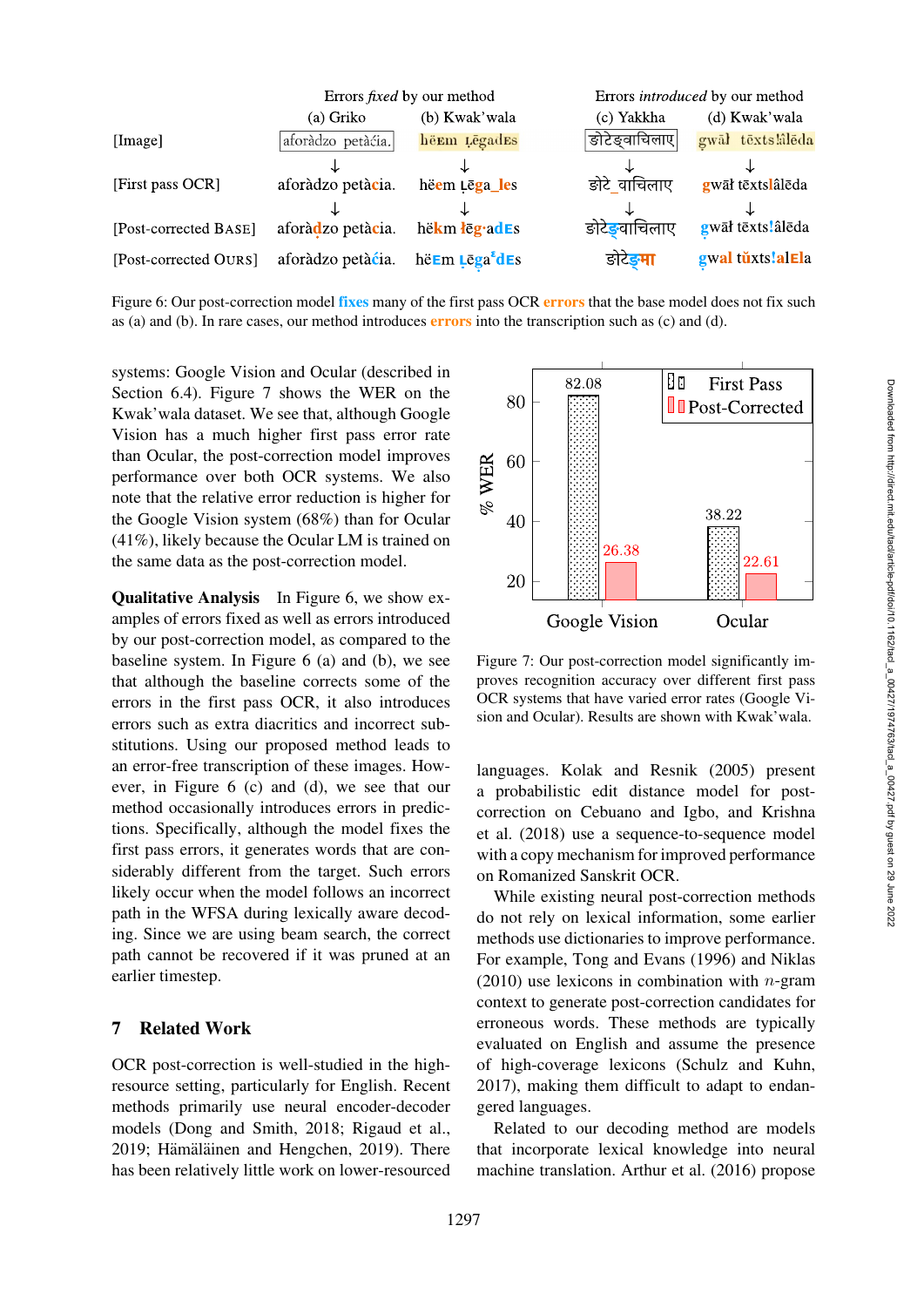| | Errors *fixed* by our method | | Errors *introduced* by our method | |
|---|---|---|---|---|
| | (a) Griko | (b) Kwak'wala | (c) Yakkha | (d) Kwak'wala |
| [Image] | aforàdzo petàćia. | hëεm ļēgadεs | डोटेङ्वाचिलाए | gwāł tëxts!âlēda |
| | ↓ | ↓ | ↓ | ↓ |
| [First pass OCR] | aforàdzo petàcia. | hëem ļēga_les | डोटे_वाचिलाए | gwāł tëxtslâlēda |
| | ↓ | ↓ | ↓ | ↓ |
| [Post-corrected BASE] | aforàdzo petàcia. | hëkm łēg·adEs | डोटेङ्वाचिलाए | gwāł tëxts!âlēda |
| [Post-corrected OURS] | aforàdzo petàćia. | hëεm ļēgaεdεs | डोटेङ्मा | gwal tüxts!alεla |

Figure 6: Our post-correction model **fixes** many of the first pass OCR **errors** that the base model does not fix such as (a) and (b). In rare cases, our method introduces **errors** into the transcription such as (c) and (d).

systems: Google Vision and Ocular (described in Section 6.4). Figure 7 shows the WER on the Kwak'wala dataset. We see that, although Google Vision has a much higher first pass error rate than Ocular, the post-correction model improves performance over both OCR systems. We also note that the relative error reduction is higher for the Google Vision system (68%) than for Ocular (41%), likely because the Ocular LM is trained on the same data as the post-correction model.

**Qualitative Analysis** In Figure 6, we show examples of errors fixed as well as errors introduced by our post-correction model, as compared to the baseline system. In Figure 6 (a) and (b), we see that although the baseline corrects some of the errors in the first pass OCR, it also introduces errors such as extra diacritics and incorrect substitutions. Using our proposed method leads to an error-free transcription of these images. However, in Figure 6 (c) and (d), we see that our method occasionally introduces errors in predictions. Specifically, although the model fixes the first pass errors, it generates words that are considerably different from the target. Such errors likely occur when the model follows an incorrect path in the WFSA during lexically aware decoding. Since we are using beam search, the correct path cannot be recovered if it was pruned at an earlier timestep.

| % WER | First Pass | Post-Corrected |
|---|---|---|
| Google Vision | 82.08 | 26.38 |
| Ocular | 38.22 | 22.61 |

Figure 7: Our post-correction model significantly improves recognition accuracy over different first pass OCR systems that have varied error rates (Google Vision and Ocular). Results are shown with Kwak'wala.

## 7 Related Work

OCR post-correction is well-studied in the high-resource setting, particularly for English. Recent methods primarily use neural encoder-decoder models (Dong and Smith, 2018; Rigaud et al., 2019; Hämäläinen and Hengchen, 2019). There has been relatively little work on lower-resourced languages. Kolak and Resnik (2005) present a probabilistic edit distance model for post-correction on Cebuano and Igbo, and Krishna et al. (2018) use a sequence-to-sequence model with a copy mechanism for improved performance on Romanized Sanskrit OCR.

While existing neural post-correction methods do not rely on lexical information, some earlier methods use dictionaries to improve performance. For example, Tong and Evans (1996) and Niklas (2010) use lexicons in combination with $n$-gram context to generate post-correction candidates for erroneous words. These methods are typically evaluated on English and assume the presence of high-coverage lexicons (Schulz and Kuhn, 2017), making them difficult to adapt to endangered languages.

Related to our decoding method are models that incorporate lexical knowledge into neural machine translation. Arthur et al. (2016) propose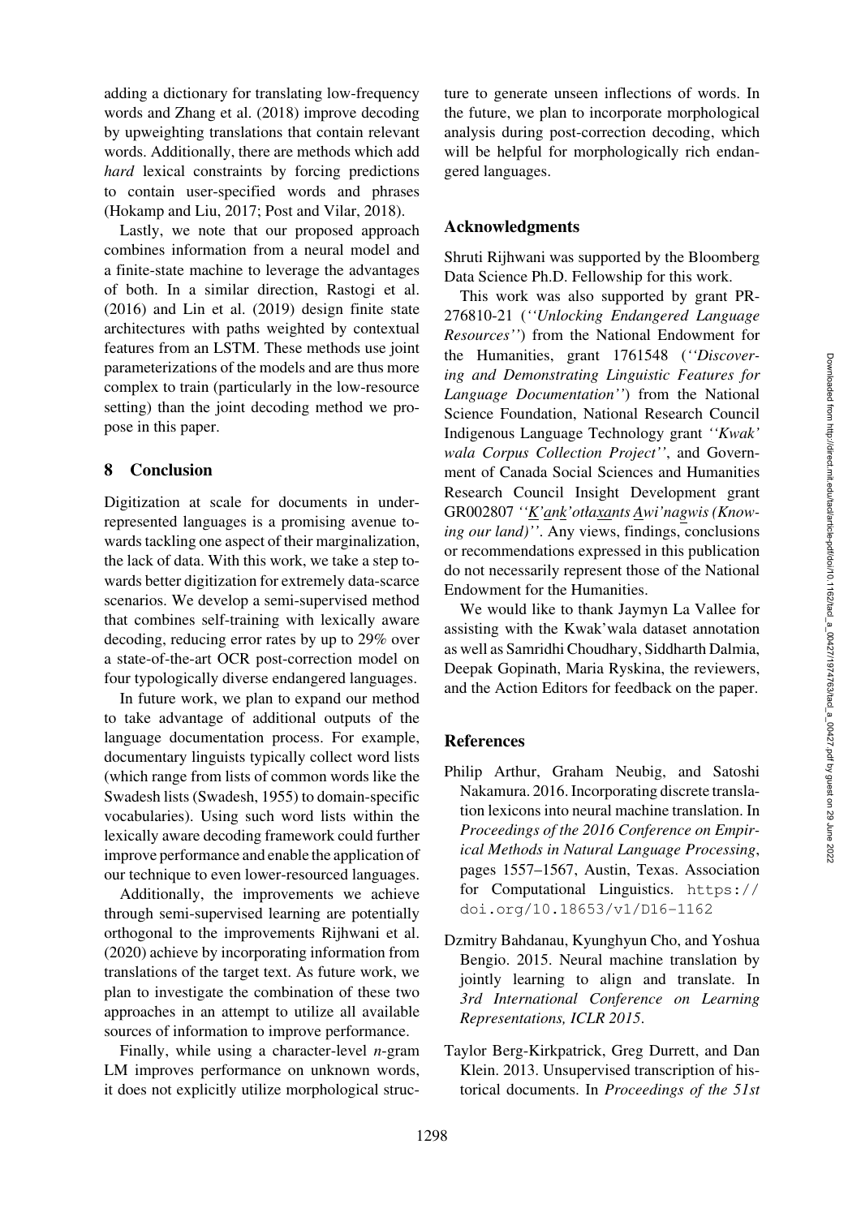adding a dictionary for translating low-frequency words and Zhang et al. (2018) improve decoding by upweighting translations that contain relevant words. Additionally, there are methods which add *hard* lexical constraints by forcing predictions to contain user-specified words and phrases (Hokamp and Liu, 2017; Post and Vilar, 2018).

Lastly, we note that our proposed approach combines information from a neural model and a finite-state machine to leverage the advantages of both. In a similar direction, Rastogi et al. (2016) and Lin et al. (2019) design finite state architectures with paths weighted by contextual features from an LSTM. These methods use joint parameterizations of the models and are thus more complex to train (particularly in the low-resource setting) than the joint decoding method we propose in this paper.

## 8 Conclusion

Digitization at scale for documents in underrepresented languages is a promising avenue towards tackling one aspect of their marginalization, the lack of data. With this work, we take a step towards better digitization for extremely data-scarce scenarios. We develop a semi-supervised method that combines self-training with lexically aware decoding, reducing error rates by up to 29% over a state-of-the-art OCR post-correction model on four typologically diverse endangered languages.

In future work, we plan to expand our method to take advantage of additional outputs of the language documentation process. For example, documentary linguists typically collect word lists (which range from lists of common words like the Swadesh lists (Swadesh, 1955) to domain-specific vocabularies). Using such word lists within the lexically aware decoding framework could further improve performance and enable the application of our technique to even lower-resourced languages.

Additionally, the improvements we achieve through semi-supervised learning are potentially orthogonal to the improvements Rijhwani et al. (2020) achieve by incorporating information from translations of the target text. As future work, we plan to investigate the combination of these two approaches in an attempt to utilize all available sources of information to improve performance.

Finally, while using a character-level $n$-gram LM improves performance on unknown words, it does not explicitly utilize morphological structure to generate unseen inflections of words. In the future, we plan to incorporate morphological analysis during post-correction decoding, which will be helpful for morphologically rich endangered languages.

## Acknowledgments

Shruti Rijhwani was supported by the Bloomberg Data Science Ph.D. Fellowship for this work.

This work was also supported by grant PR-276810-21 (*''Unlocking Endangered Language Resources''*) from the National Endowment for the Humanities, grant 1761548 (*''Discovering and Demonstrating Linguistic Features for Language Documentation''*) from the National Science Foundation, National Research Council Indigenous Language Technology grant *''Kwak'wala Corpus Collection Project''*, and Government of Canada Social Sciences and Humanities Research Council Insight Development grant GR002807 *''K̲'ank̲'otła̲xants A̲wi'nagwis (Knowing our land)''*. Any views, findings, conclusions or recommendations expressed in this publication do not necessarily represent those of the National Endowment for the Humanities.

We would like to thank Jaymyn La Vallee for assisting with the Kwak'wala dataset annotation as well as Samridhi Choudhary, Siddharth Dalmia, Deepak Gopinath, Maria Ryskina, the reviewers, and the Action Editors for feedback on the paper.

## References

Philip Arthur, Graham Neubig, and Satoshi Nakamura. 2016. Incorporating discrete translation lexicons into neural machine translation. In *Proceedings of the 2016 Conference on Empirical Methods in Natural Language Processing*, pages 1557–1567, Austin, Texas. Association for Computational Linguistics. https://doi.org/10.18653/v1/D16-1162

Dzmitry Bahdanau, Kyunghyun Cho, and Yoshua Bengio. 2015. Neural machine translation by jointly learning to align and translate. In *3rd International Conference on Learning Representations, ICLR 2015*.

Taylor Berg-Kirkpatrick, Greg Durrett, and Dan Klein. 2013. Unsupervised transcription of historical documents. In *Proceedings of the 51st*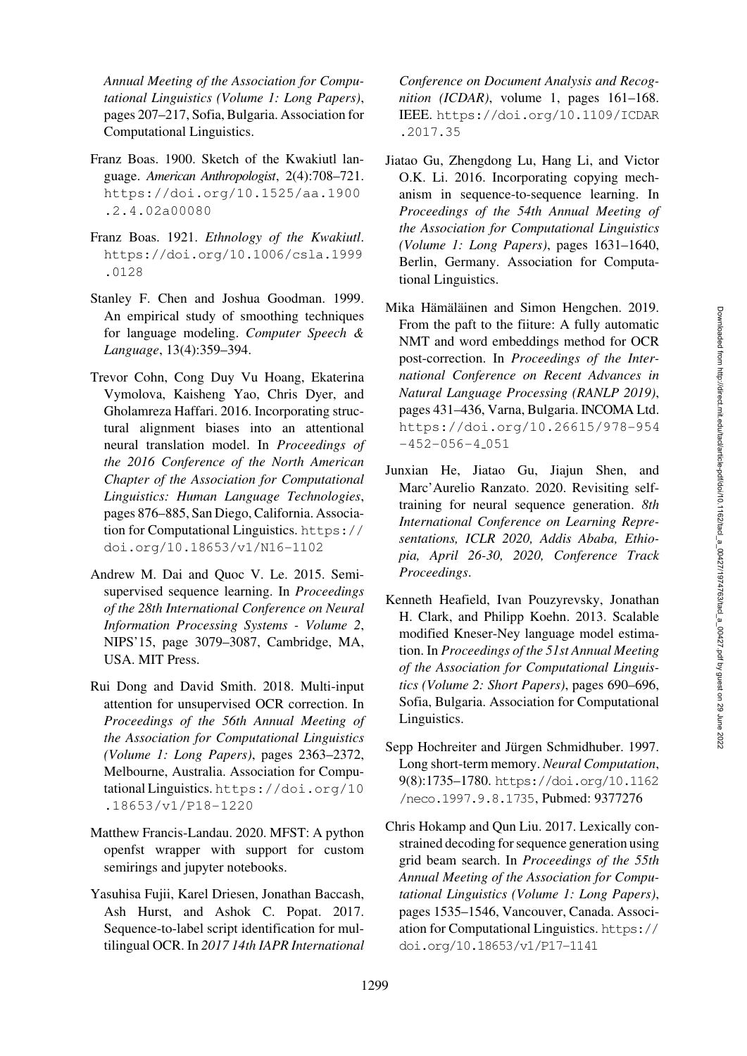*Annual Meeting of the Association for Computational Linguistics (Volume 1: Long Papers)*, pages 207–217, Sofia, Bulgaria. Association for Computational Linguistics.

Franz Boas. 1900. Sketch of the Kwakiutl language. *American Anthropologist*, 2(4):708–721. https://doi.org/10.1525/aa.1900.2.4.02a00080

Franz Boas. 1921. *Ethnology of the Kwakiutl*. https://doi.org/10.1006/csla.1999.0128

Stanley F. Chen and Joshua Goodman. 1999. An empirical study of smoothing techniques for language modeling. *Computer Speech & Language*, 13(4):359–394.

Trevor Cohn, Cong Duy Vu Hoang, Ekaterina Vymolova, Kaisheng Yao, Chris Dyer, and Gholamreza Haffari. 2016. Incorporating structural alignment biases into an attentional neural translation model. In *Proceedings of the 2016 Conference of the North American Chapter of the Association for Computational Linguistics: Human Language Technologies*, pages 876–885, San Diego, California. Association for Computational Linguistics. https://doi.org/10.18653/v1/N16-1102

Andrew M. Dai and Quoc V. Le. 2015. Semi-supervised sequence learning. In *Proceedings of the 28th International Conference on Neural Information Processing Systems - Volume 2*, NIPS'15, page 3079–3087, Cambridge, MA, USA. MIT Press.

Rui Dong and David Smith. 2018. Multi-input attention for unsupervised OCR correction. In *Proceedings of the 56th Annual Meeting of the Association for Computational Linguistics (Volume 1: Long Papers)*, pages 2363–2372, Melbourne, Australia. Association for Computational Linguistics. https://doi.org/10.18653/v1/P18-1220

Matthew Francis-Landau. 2020. MFST: A python openfst wrapper with support for custom semirings and jupyter notebooks.

Yasuhisa Fujii, Karel Driesen, Jonathan Baccash, Ash Hurst, and Ashok C. Popat. 2017. Sequence-to-label script identification for multilingual OCR. In *2017 14th IAPR International Conference on Document Analysis and Recognition (ICDAR)*, volume 1, pages 161–168. IEEE. https://doi.org/10.1109/ICDAR.2017.35

Jiatao Gu, Zhengdong Lu, Hang Li, and Victor O.K. Li. 2016. Incorporating copying mechanism in sequence-to-sequence learning. In *Proceedings of the 54th Annual Meeting of the Association for Computational Linguistics (Volume 1: Long Papers)*, pages 1631–1640, Berlin, Germany. Association for Computational Linguistics.

Mika Hämäläinen and Simon Hengchen. 2019. From the paft to the fiiture: A fully automatic NMT and word embeddings method for OCR post-correction. In *Proceedings of the International Conference on Recent Advances in Natural Language Processing (RANLP 2019)*, pages 431–436, Varna, Bulgaria. INCOMA Ltd. https://doi.org/10.26615/978-954-452-056-4_051

Junxian He, Jiatao Gu, Jiajun Shen, and Marc'Aurelio Ranzato. 2020. Revisiting self-training for neural sequence generation. *8th International Conference on Learning Representations, ICLR 2020, Addis Ababa, Ethiopia, April 26-30, 2020, Conference Track Proceedings*.

Kenneth Heafield, Ivan Pouzyrevsky, Jonathan H. Clark, and Philipp Koehn. 2013. Scalable modified Kneser-Ney language model estimation. In *Proceedings of the 51st Annual Meeting of the Association for Computational Linguistics (Volume 2: Short Papers)*, pages 690–696, Sofia, Bulgaria. Association for Computational Linguistics.

Sepp Hochreiter and Jürgen Schmidhuber. 1997. Long short-term memory. *Neural Computation*, 9(8):1735–1780. https://doi.org/10.1162/neco.1997.9.8.1735, Pubmed: 9377276

Chris Hokamp and Qun Liu. 2017. Lexically constrained decoding for sequence generation using grid beam search. In *Proceedings of the 55th Annual Meeting of the Association for Computational Linguistics (Volume 1: Long Papers)*, pages 1535–1546, Vancouver, Canada. Association for Computational Linguistics. https://doi.org/10.18653/v1/P17-1141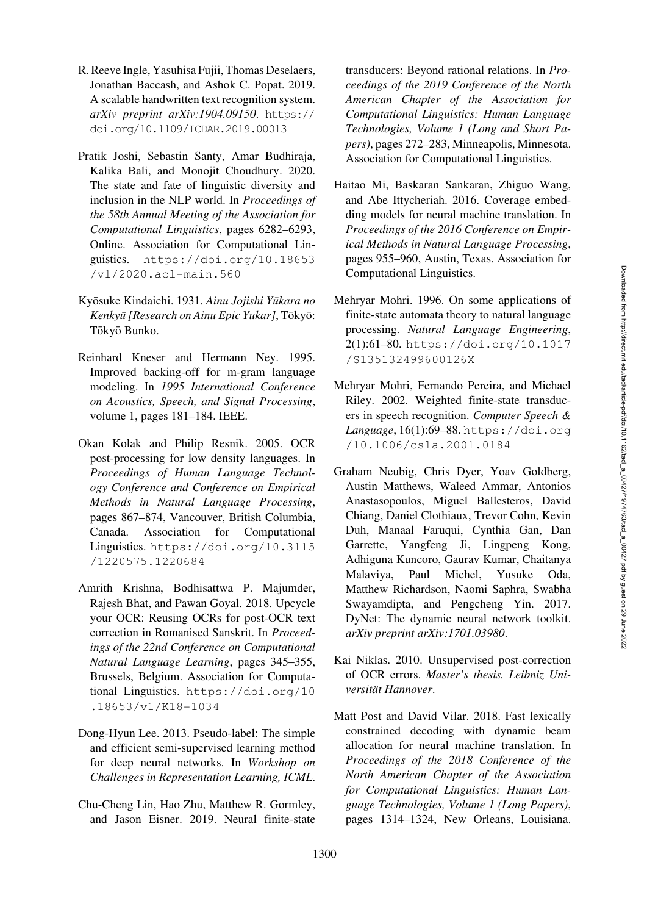R. Reeve Ingle, Yasuhisa Fujii, Thomas Deselaers, Jonathan Baccash, and Ashok C. Popat. 2019. A scalable handwritten text recognition system. *arXiv preprint arXiv:1904.09150*. https://doi.org/10.1109/ICDAR.2019.00013

Pratik Joshi, Sebastin Santy, Amar Budhiraja, Kalika Bali, and Monojit Choudhury. 2020. The state and fate of linguistic diversity and inclusion in the NLP world. In *Proceedings of the 58th Annual Meeting of the Association for Computational Linguistics*, pages 6282–6293, Online. Association for Computational Linguistics. https://doi.org/10.18653/v1/2020.acl-main.560

Kyōsuke Kindaichi. 1931. *Ainu Jojishi Yūkara no Kenkyū [Research on Ainu Epic Yukar]*, Tōkyō: Tōkyō Bunko.

Reinhard Kneser and Hermann Ney. 1995. Improved backing-off for m-gram language modeling. In *1995 International Conference on Acoustics, Speech, and Signal Processing*, volume 1, pages 181–184. IEEE.

Okan Kolak and Philip Resnik. 2005. OCR post-processing for low density languages. In *Proceedings of Human Language Technology Conference and Conference on Empirical Methods in Natural Language Processing*, pages 867–874, Vancouver, British Columbia, Canada. Association for Computational Linguistics. https://doi.org/10.3115/1220575.1220684

Amrith Krishna, Bodhisattwa P. Majumder, Rajesh Bhat, and Pawan Goyal. 2018. Upcycle your OCR: Reusing OCRs for post-OCR text correction in Romanised Sanskrit. In *Proceedings of the 22nd Conference on Computational Natural Language Learning*, pages 345–355, Brussels, Belgium. Association for Computational Linguistics. https://doi.org/10.18653/v1/K18-1034

Dong-Hyun Lee. 2013. Pseudo-label: The simple and efficient semi-supervised learning method for deep neural networks. In *Workshop on Challenges in Representation Learning, ICML*.

Chu-Cheng Lin, Hao Zhu, Matthew R. Gormley, and Jason Eisner. 2019. Neural finite-state transducers: Beyond rational relations. In *Proceedings of the 2019 Conference of the North American Chapter of the Association for Computational Linguistics: Human Language Technologies, Volume 1 (Long and Short Papers)*, pages 272–283, Minneapolis, Minnesota. Association for Computational Linguistics.

Haitao Mi, Baskaran Sankaran, Zhiguo Wang, and Abe Ittycheriah. 2016. Coverage embedding models for neural machine translation. In *Proceedings of the 2016 Conference on Empirical Methods in Natural Language Processing*, pages 955–960, Austin, Texas. Association for Computational Linguistics.

Mehryar Mohri. 1996. On some applications of finite-state automata theory to natural language processing. *Natural Language Engineering*, 2(1):61–80. https://doi.org/10.1017/S135132499600126X

Mehryar Mohri, Fernando Pereira, and Michael Riley. 2002. Weighted finite-state transducers in speech recognition. *Computer Speech & Language*, 16(1):69–88. https://doi.org/10.1006/csla.2001.0184

Graham Neubig, Chris Dyer, Yoav Goldberg, Austin Matthews, Waleed Ammar, Antonios Anastasopoulos, Miguel Ballesteros, David Chiang, Daniel Clothiaux, Trevor Cohn, Kevin Duh, Manaal Faruqui, Cynthia Gan, Dan Garrette, Yangfeng Ji, Lingpeng Kong, Adhiguna Kuncoro, Gaurav Kumar, Chaitanya Malaviya, Paul Michel, Yusuke Oda, Matthew Richardson, Naomi Saphra, Swabha Swayamdipta, and Pengcheng Yin. 2017. DyNet: The dynamic neural network toolkit. *arXiv preprint arXiv:1701.03980*.

Kai Niklas. 2010. Unsupervised post-correction of OCR errors. *Master's thesis. Leibniz Universität Hannover*.

Matt Post and David Vilar. 2018. Fast lexically constrained decoding with dynamic beam allocation for neural machine translation. In *Proceedings of the 2018 Conference of the North American Chapter of the Association for Computational Linguistics: Human Language Technologies, Volume 1 (Long Papers)*, pages 1314–1324, New Orleans, Louisiana.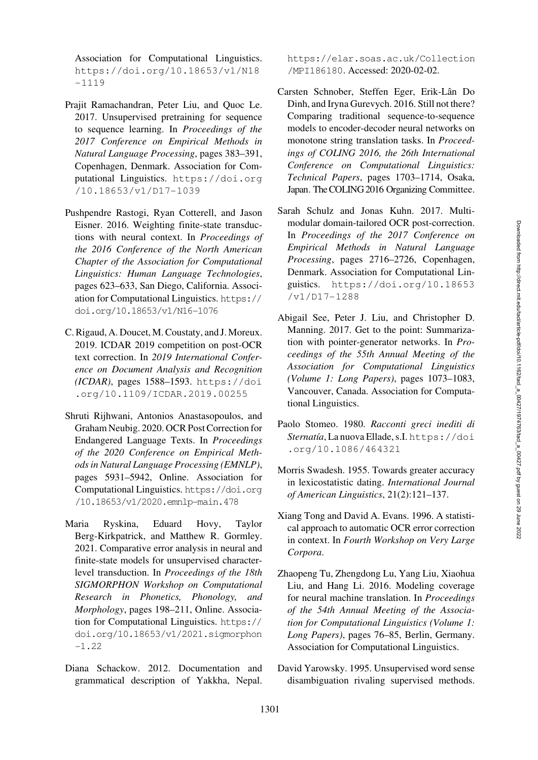Association for Computational Linguistics. https://doi.org/10.18653/v1/N18-1119

Prajit Ramachandran, Peter Liu, and Quoc Le. 2017. Unsupervised pretraining for sequence to sequence learning. In *Proceedings of the 2017 Conference on Empirical Methods in Natural Language Processing*, pages 383–391, Copenhagen, Denmark. Association for Computational Linguistics. https://doi.org/10.18653/v1/D17-1039

Pushpendre Rastogi, Ryan Cotterell, and Jason Eisner. 2016. Weighting finite-state transductions with neural context. In *Proceedings of the 2016 Conference of the North American Chapter of the Association for Computational Linguistics: Human Language Technologies*, pages 623–633, San Diego, California. Association for Computational Linguistics. https://doi.org/10.18653/v1/N16-1076

C. Rigaud, A. Doucet, M. Coustaty, and J. Moreux. 2019. ICDAR 2019 competition on post-OCR text correction. In *2019 International Conference on Document Analysis and Recognition (ICDAR)*, pages 1588–1593. https://doi.org/10.1109/ICDAR.2019.00255

Shruti Rijhwani, Antonios Anastasopoulos, and Graham Neubig. 2020. OCR Post Correction for Endangered Language Texts. In *Proceedings of the 2020 Conference on Empirical Methods in Natural Language Processing (EMNLP)*, pages 5931–5942, Online. Association for Computational Linguistics. https://doi.org/10.18653/v1/2020.emnlp-main.478

Maria Ryskina, Eduard Hovy, Taylor Berg-Kirkpatrick, and Matthew R. Gormley. 2021. Comparative error analysis in neural and finite-state models for unsupervised character-level transduction. In *Proceedings of the 18th SIGMORPHON Workshop on Computational Research in Phonetics, Phonology, and Morphology*, pages 198–211, Online. Association for Computational Linguistics. https://doi.org/10.18653/v1/2021.sigmorphon-1.22

Diana Schackow. 2012. Documentation and grammatical description of Yakkha, Nepal. https://elar.soas.ac.uk/Collection/MPI186180. Accessed: 2020-02-02.

Carsten Schnober, Steffen Eger, Erik-Lân Do Dinh, and Iryna Gurevych. 2016. Still not there? Comparing traditional sequence-to-sequence models to encoder-decoder neural networks on monotone string translation tasks. In *Proceedings of COLING 2016, the 26th International Conference on Computational Linguistics: Technical Papers*, pages 1703–1714, Osaka, Japan. The COLING 2016 Organizing Committee.

Sarah Schulz and Jonas Kuhn. 2017. Multi-modular domain-tailored OCR post-correction. In *Proceedings of the 2017 Conference on Empirical Methods in Natural Language Processing*, pages 2716–2726, Copenhagen, Denmark. Association for Computational Linguistics. https://doi.org/10.18653/v1/D17-1288

Abigail See, Peter J. Liu, and Christopher D. Manning. 2017. Get to the point: Summarization with pointer-generator networks. In *Proceedings of the 55th Annual Meeting of the Association for Computational Linguistics (Volume 1: Long Papers)*, pages 1073–1083, Vancouver, Canada. Association for Computational Linguistics.

Paolo Stomeo. 1980. *Racconti greci inediti di Sternatía*, La nuova Ellade, s.I. https://doi.org/10.1086/464321

Morris Swadesh. 1955. Towards greater accuracy in lexicostatistic dating. *International Journal of American Linguistics*, 21(2):121–137.

Xiang Tong and David A. Evans. 1996. A statistical approach to automatic OCR error correction in context. In *Fourth Workshop on Very Large Corpora*.

Zhaopeng Tu, Zhengdong Lu, Yang Liu, Xiaohua Liu, and Hang Li. 2016. Modeling coverage for neural machine translation. In *Proceedings of the 54th Annual Meeting of the Association for Computational Linguistics (Volume 1: Long Papers)*, pages 76–85, Berlin, Germany. Association for Computational Linguistics.

David Yarowsky. 1995. Unsupervised word sense disambiguation rivaling supervised methods.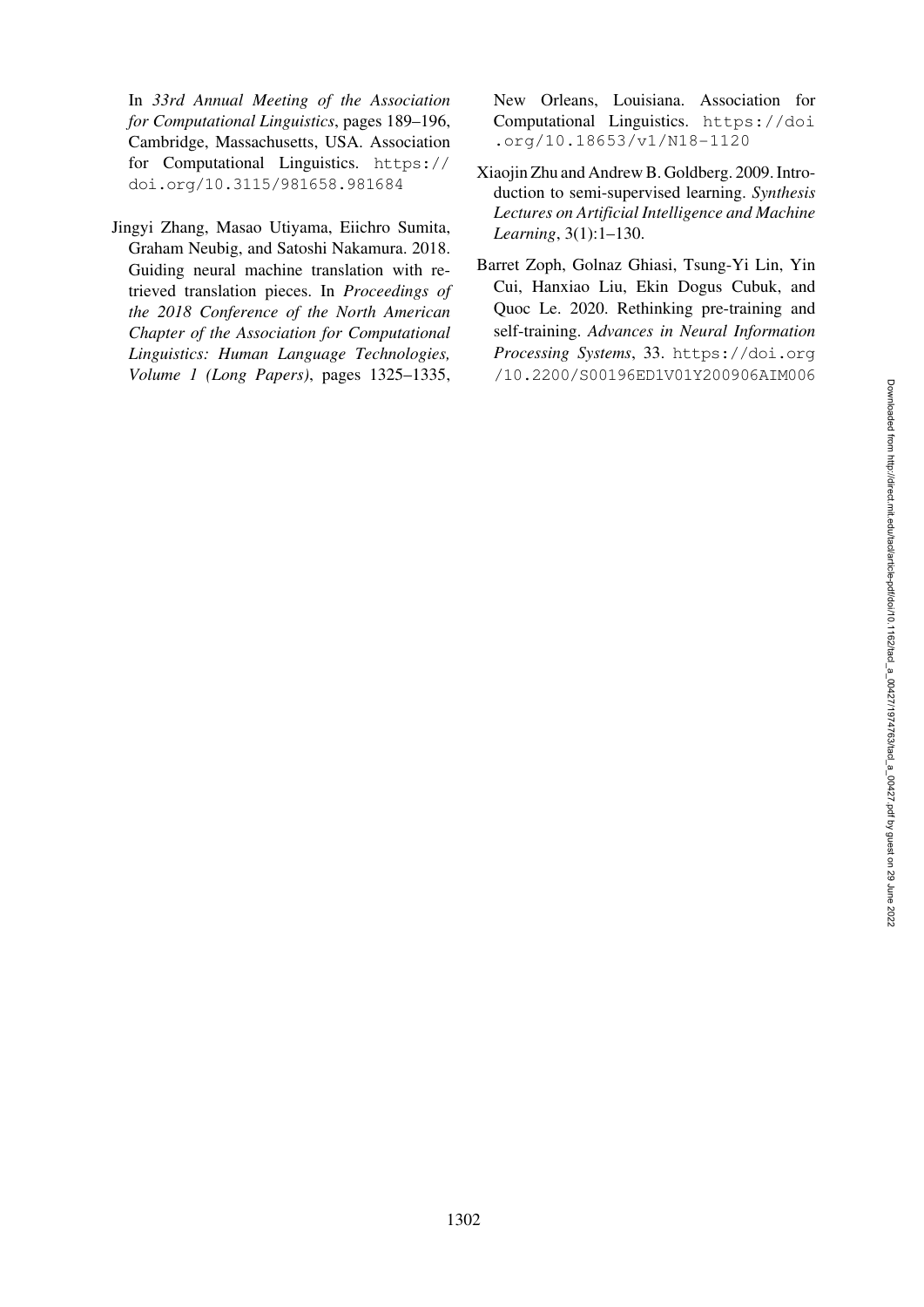In *33rd Annual Meeting of the Association for Computational Linguistics*, pages 189–196, Cambridge, Massachusetts, USA. Association for Computational Linguistics. https://doi.org/10.3115/981658.981684

Jingyi Zhang, Masao Utiyama, Eiichro Sumita, Graham Neubig, and Satoshi Nakamura. 2018. Guiding neural machine translation with retrieved translation pieces. In *Proceedings of the 2018 Conference of the North American Chapter of the Association for Computational Linguistics: Human Language Technologies, Volume 1 (Long Papers)*, pages 1325–1335, New Orleans, Louisiana. Association for Computational Linguistics. https://doi.org/10.18653/v1/N18-1120

Xiaojin Zhu and Andrew B. Goldberg. 2009. Introduction to semi-supervised learning. *Synthesis Lectures on Artificial Intelligence and Machine Learning*, 3(1):1–130.

Barret Zoph, Golnaz Ghiasi, Tsung-Yi Lin, Yin Cui, Hanxiao Liu, Ekin Dogus Cubuk, and Quoc Le. 2020. Rethinking pre-training and self-training. *Advances in Neural Information Processing Systems*, 33. https://doi.org/10.2200/S00196ED1V01Y200906AIM006